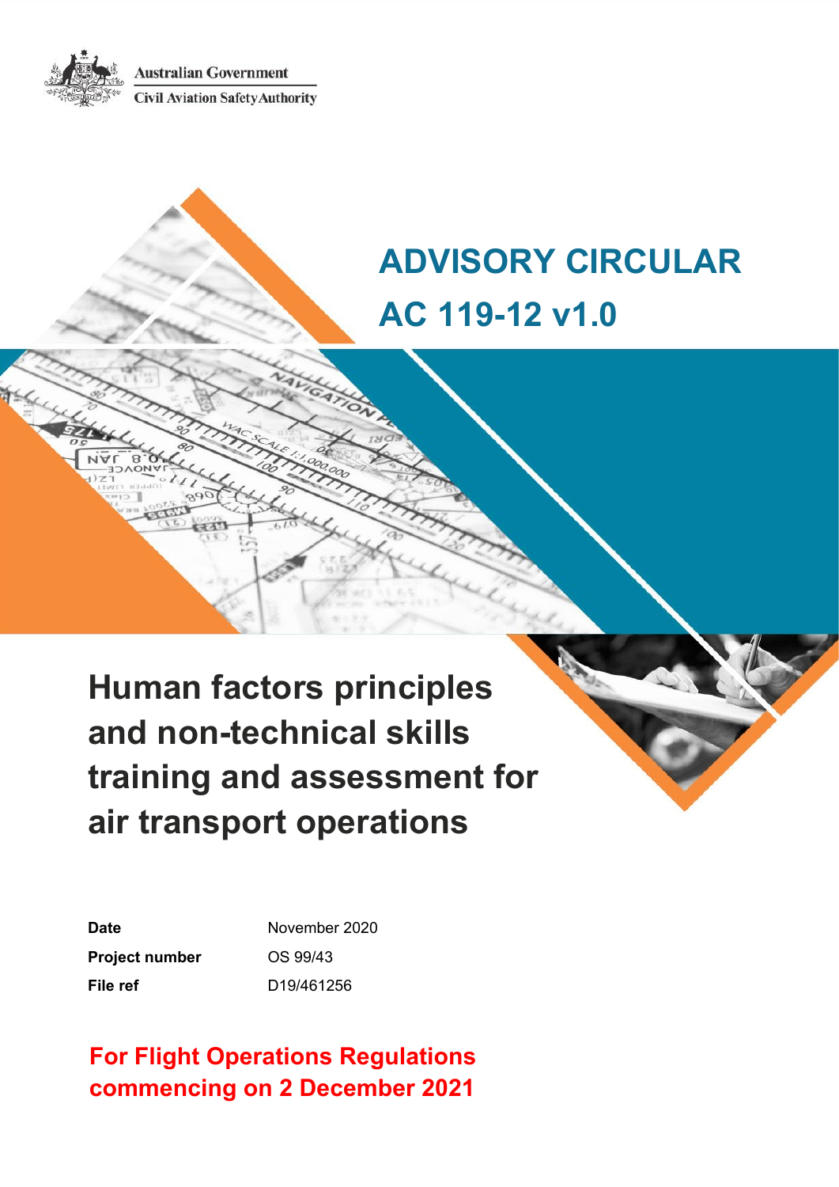Australian Government

Civil Aviation Safety Authority

# ADVISORY CIRCULAR

# AC 119-12 v1.0

# Human factors principles and non-technical skills training and assessment for air transport operations

| | |
|---|---|
| **Date** | November 2020 |
| **Project number** | OS 99/43 |
| **File ref** | D19/461256 |

**For Flight Operations Regulations commencing on 2 December 2021**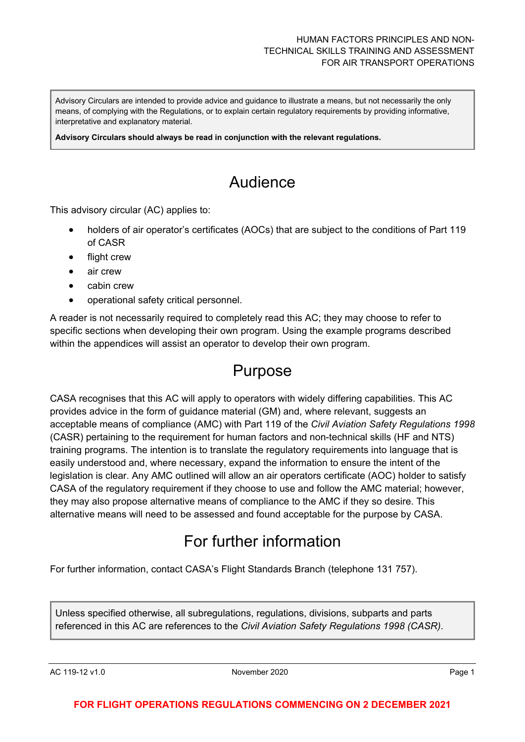Advisory Circulars are intended to provide advice and guidance to illustrate a means, but not necessarily the only means, of complying with the Regulations, or to explain certain regulatory requirements by providing informative, interpretative and explanatory material.

**Advisory Circulars should always be read in conjunction with the relevant regulations.**

# Audience

This advisory circular (AC) applies to:

- holders of air operator's certificates (AOCs) that are subject to the conditions of Part 119 of CASR
- flight crew
- air crew
- cabin crew
- operational safety critical personnel.

A reader is not necessarily required to completely read this AC; they may choose to refer to specific sections when developing their own program. Using the example programs described within the appendices will assist an operator to develop their own program.

# Purpose

CASA recognises that this AC will apply to operators with widely differing capabilities. This AC provides advice in the form of guidance material (GM) and, where relevant, suggests an acceptable means of compliance (AMC) with Part 119 of the *Civil Aviation Safety Regulations 1998* (CASR) pertaining to the requirement for human factors and non-technical skills (HF and NTS) training programs. The intention is to translate the regulatory requirements into language that is easily understood and, where necessary, expand the information to ensure the intent of the legislation is clear. Any AMC outlined will allow an air operators certificate (AOC) holder to satisfy CASA of the regulatory requirement if they choose to use and follow the AMC material; however, they may also propose alternative means of compliance to the AMC if they so desire. This alternative means will need to be assessed and found acceptable for the purpose by CASA.

# For further information

For further information, contact CASA's Flight Standards Branch (telephone 131 757).

Unless specified otherwise, all subregulations, regulations, divisions, subparts and parts referenced in this AC are references to the *Civil Aviation Safety Regulations 1998 (CASR)*.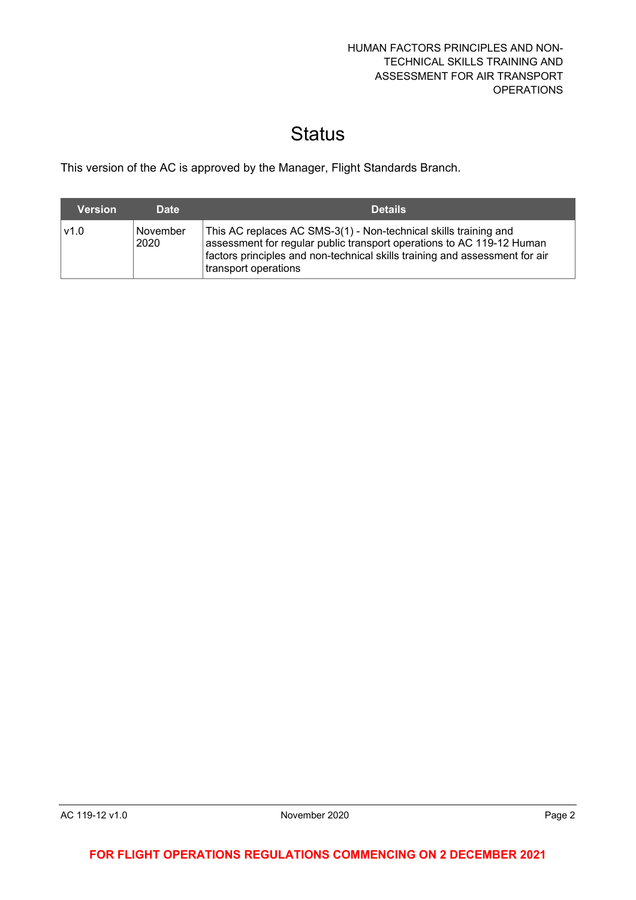# Status

This version of the AC is approved by the Manager, Flight Standards Branch.

| Version | Date | Details |
| --- | --- | --- |
| v1.0 | November 2020 | This AC replaces AC SMS-3(1) - Non-technical skills training and assessment for regular public transport operations to AC 119-12 Human factors principles and non-technical skills training and assessment for air transport operations |

**FOR FLIGHT OPERATIONS REGULATIONS COMMENCING ON 2 DECEMBER 2021**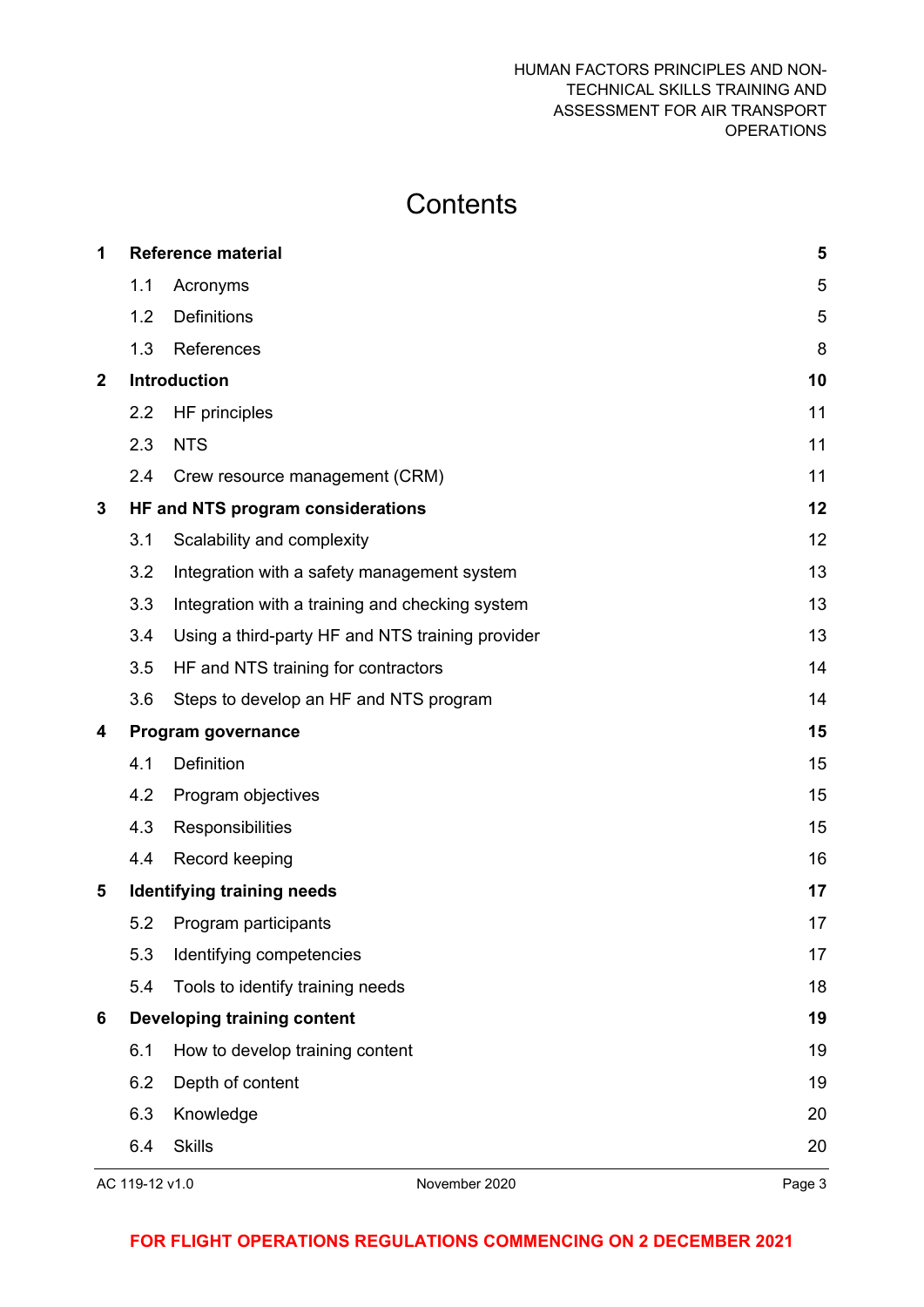# Contents

| | | |
|---|---|---|
| **1** | **Reference material** | **5** |
| 1.1 | Acronyms | 5 |
| 1.2 | Definitions | 5 |
| 1.3 | References | 8 |
| **2** | **Introduction** | **10** |
| 2.2 | HF principles | 11 |
| 2.3 | NTS | 11 |
| 2.4 | Crew resource management (CRM) | 11 |
| **3** | **HF and NTS program considerations** | **12** |
| 3.1 | Scalability and complexity | 12 |
| 3.2 | Integration with a safety management system | 13 |
| 3.3 | Integration with a training and checking system | 13 |
| 3.4 | Using a third-party HF and NTS training provider | 13 |
| 3.5 | HF and NTS training for contractors | 14 |
| 3.6 | Steps to develop an HF and NTS program | 14 |
| **4** | **Program governance** | **15** |
| 4.1 | Definition | 15 |
| 4.2 | Program objectives | 15 |
| 4.3 | Responsibilities | 15 |
| 4.4 | Record keeping | 16 |
| **5** | **Identifying training needs** | **17** |
| 5.2 | Program participants | 17 |
| 5.3 | Identifying competencies | 17 |
| 5.4 | Tools to identify training needs | 18 |
| **6** | **Developing training content** | **19** |
| 6.1 | How to develop training content | 19 |
| 6.2 | Depth of content | 19 |
| 6.3 | Knowledge | 20 |
| 6.4 | Skills | 20 |

**FOR FLIGHT OPERATIONS REGULATIONS COMMENCING ON 2 DECEMBER 2021**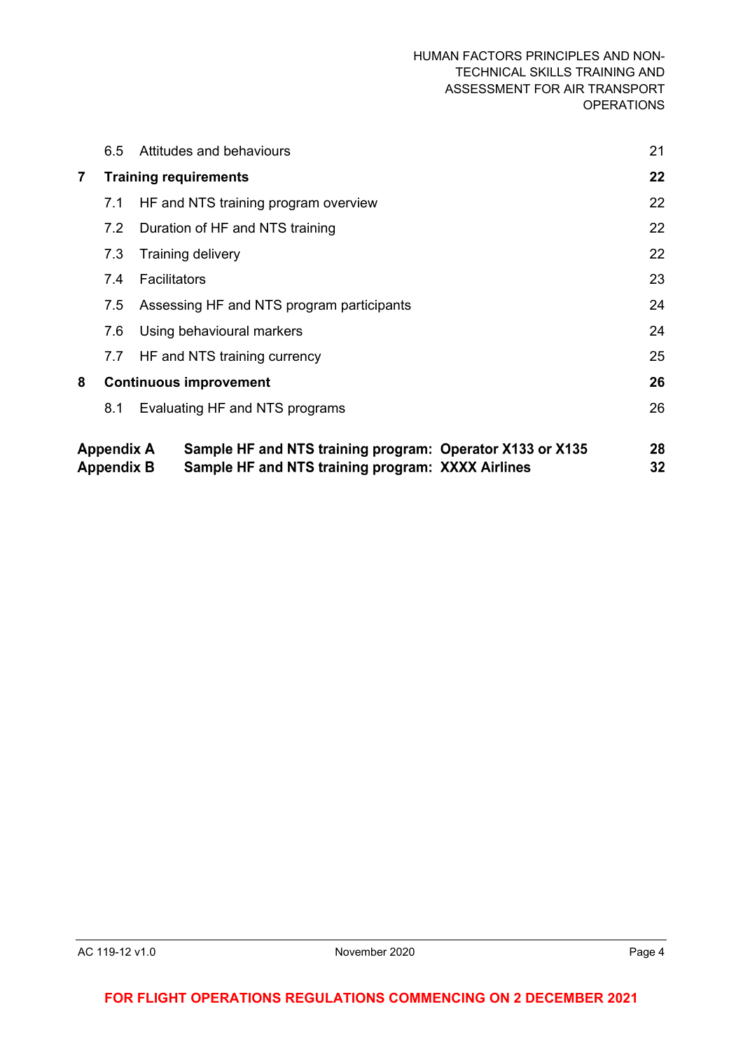| | | |
|---|---|---|
| 6.5 | Attitudes and behaviours | 21 |
| **7** | **Training requirements** | **22** |
| 7.1 | HF and NTS training program overview | 22 |
| 7.2 | Duration of HF and NTS training | 22 |
| 7.3 | Training delivery | 22 |
| 7.4 | Facilitators | 23 |
| 7.5 | Assessing HF and NTS program participants | 24 |
| 7.6 | Using behavioural markers | 24 |
| 7.7 | HF and NTS training currency | 25 |
| **8** | **Continuous improvement** | **26** |
| 8.1 | Evaluating HF and NTS programs | 26 |
| **Appendix A** | **Sample HF and NTS training program: Operator X133 or X135** | **28** |
| **Appendix B** | **Sample HF and NTS training program: XXXX Airlines** | **32** |

**FOR FLIGHT OPERATIONS REGULATIONS COMMENCING ON 2 DECEMBER 2021**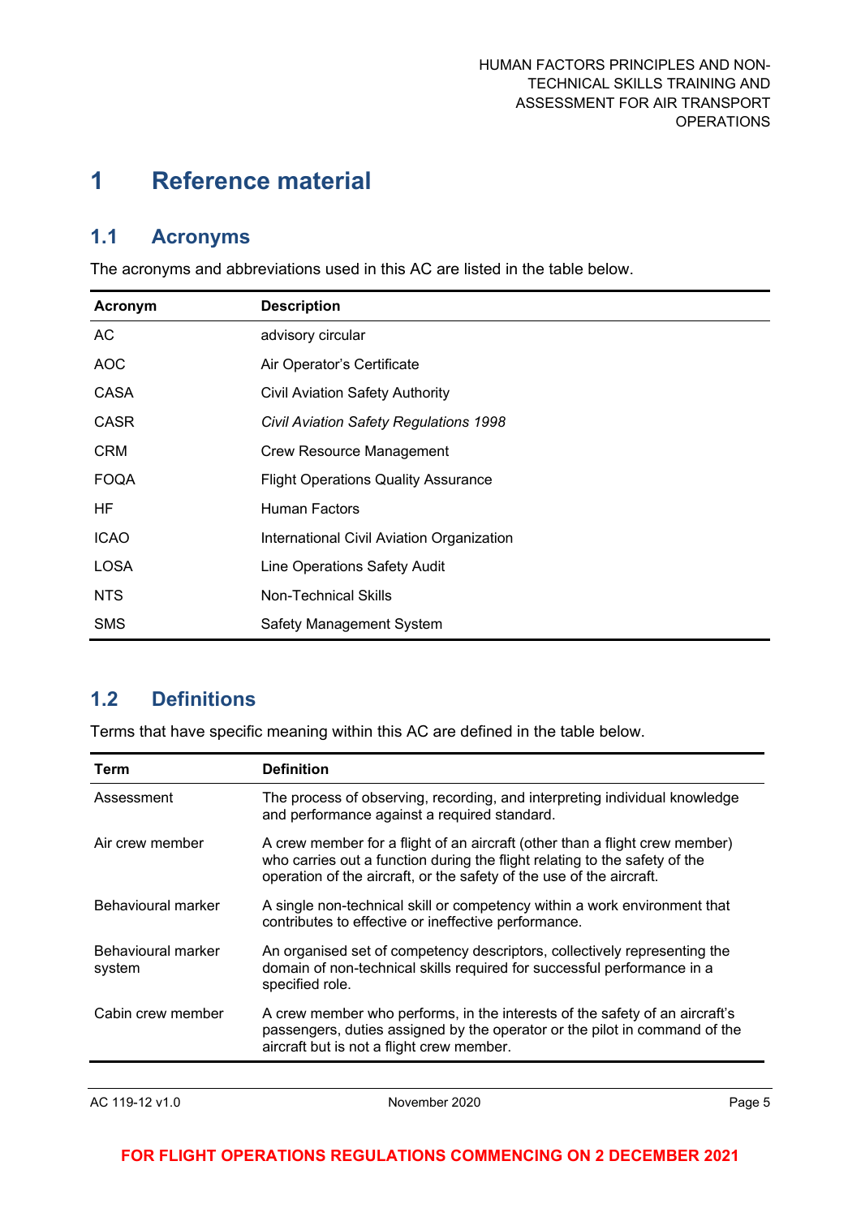# 1 Reference material

## 1.1 Acronyms

The acronyms and abbreviations used in this AC are listed in the table below.

| Acronym | Description |
|---|---|
| AC | advisory circular |
| AOC | Air Operator's Certificate |
| CASA | Civil Aviation Safety Authority |
| CASR | *Civil Aviation Safety Regulations 1998* |
| CRM | Crew Resource Management |
| FOQA | Flight Operations Quality Assurance |
| HF | Human Factors |
| ICAO | International Civil Aviation Organization |
| LOSA | Line Operations Safety Audit |
| NTS | Non-Technical Skills |
| SMS | Safety Management System |

## 1.2 Definitions

Terms that have specific meaning within this AC are defined in the table below.

| Term | Definition |
|---|---|
| Assessment | The process of observing, recording, and interpreting individual knowledge and performance against a required standard. |
| Air crew member | A crew member for a flight of an aircraft (other than a flight crew member) who carries out a function during the flight relating to the safety of the operation of the aircraft, or the safety of the use of the aircraft. |
| Behavioural marker | A single non-technical skill or competency within a work environment that contributes to effective or ineffective performance. |
| Behavioural marker system | An organised set of competency descriptors, collectively representing the domain of non-technical skills required for successful performance in a specified role. |
| Cabin crew member | A crew member who performs, in the interests of the safety of an aircraft's passengers, duties assigned by the operator or the pilot in command of the aircraft but is not a flight crew member. |

FOR FLIGHT OPERATIONS REGULATIONS COMMENCING ON 2 DECEMBER 2021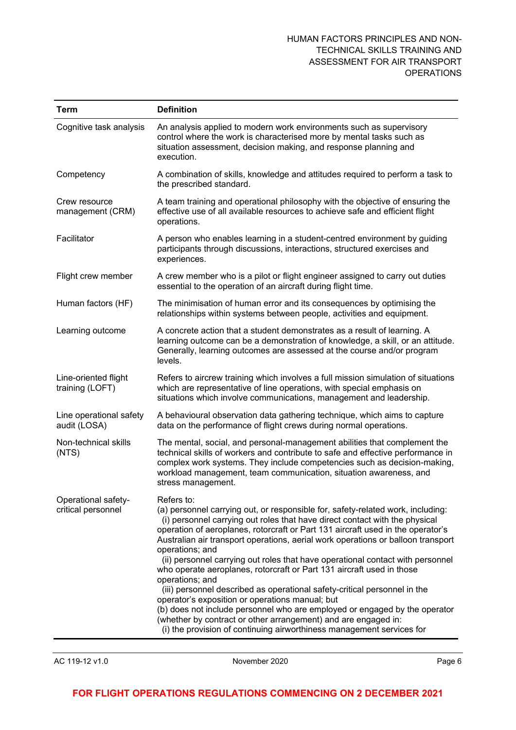| Term | Definition |
| --- | --- |
| Cognitive task analysis | An analysis applied to modern work environments such as supervisory control where the work is characterised more by mental tasks such as situation assessment, decision making, and response planning and execution. |
| Competency | A combination of skills, knowledge and attitudes required to perform a task to the prescribed standard. |
| Crew resource management (CRM) | A team training and operational philosophy with the objective of ensuring the effective use of all available resources to achieve safe and efficient flight operations. |
| Facilitator | A person who enables learning in a student-centred environment by guiding participants through discussions, interactions, structured exercises and experiences. |
| Flight crew member | A crew member who is a pilot or flight engineer assigned to carry out duties essential to the operation of an aircraft during flight time. |
| Human factors (HF) | The minimisation of human error and its consequences by optimising the relationships within systems between people, activities and equipment. |
| Learning outcome | A concrete action that a student demonstrates as a result of learning. A learning outcome can be a demonstration of knowledge, a skill, or an attitude. Generally, learning outcomes are assessed at the course and/or program levels. |
| Line-oriented flight training (LOFT) | Refers to aircrew training which involves a full mission simulation of situations which are representative of line operations, with special emphasis on situations which involve communications, management and leadership. |
| Line operational safety audit (LOSA) | A behavioural observation data gathering technique, which aims to capture data on the performance of flight crews during normal operations. |
| Non-technical skills (NTS) | The mental, social, and personal-management abilities that complement the technical skills of workers and contribute to safe and effective performance in complex work systems. They include competencies such as decision-making, workload management, team communication, situation awareness, and stress management. |
| Operational safety-critical personnel | Refers to:<br>(a) personnel carrying out, or responsible for, safety-related work, including:<br>(i) personnel carrying out roles that have direct contact with the physical operation of aeroplanes, rotorcraft or Part 131 aircraft used in the operator's Australian air transport operations, aerial work operations or balloon transport operations; and<br>(ii) personnel carrying out roles that have operational contact with personnel who operate aeroplanes, rotorcraft or Part 131 aircraft used in those operations; and<br>(iii) personnel described as operational safety-critical personnel in the operator's exposition or operations manual; but<br>(b) does not include personnel who are employed or engaged by the operator (whether by contract or other arrangement) and are engaged in:<br>(i) the provision of continuing airworthiness management services for |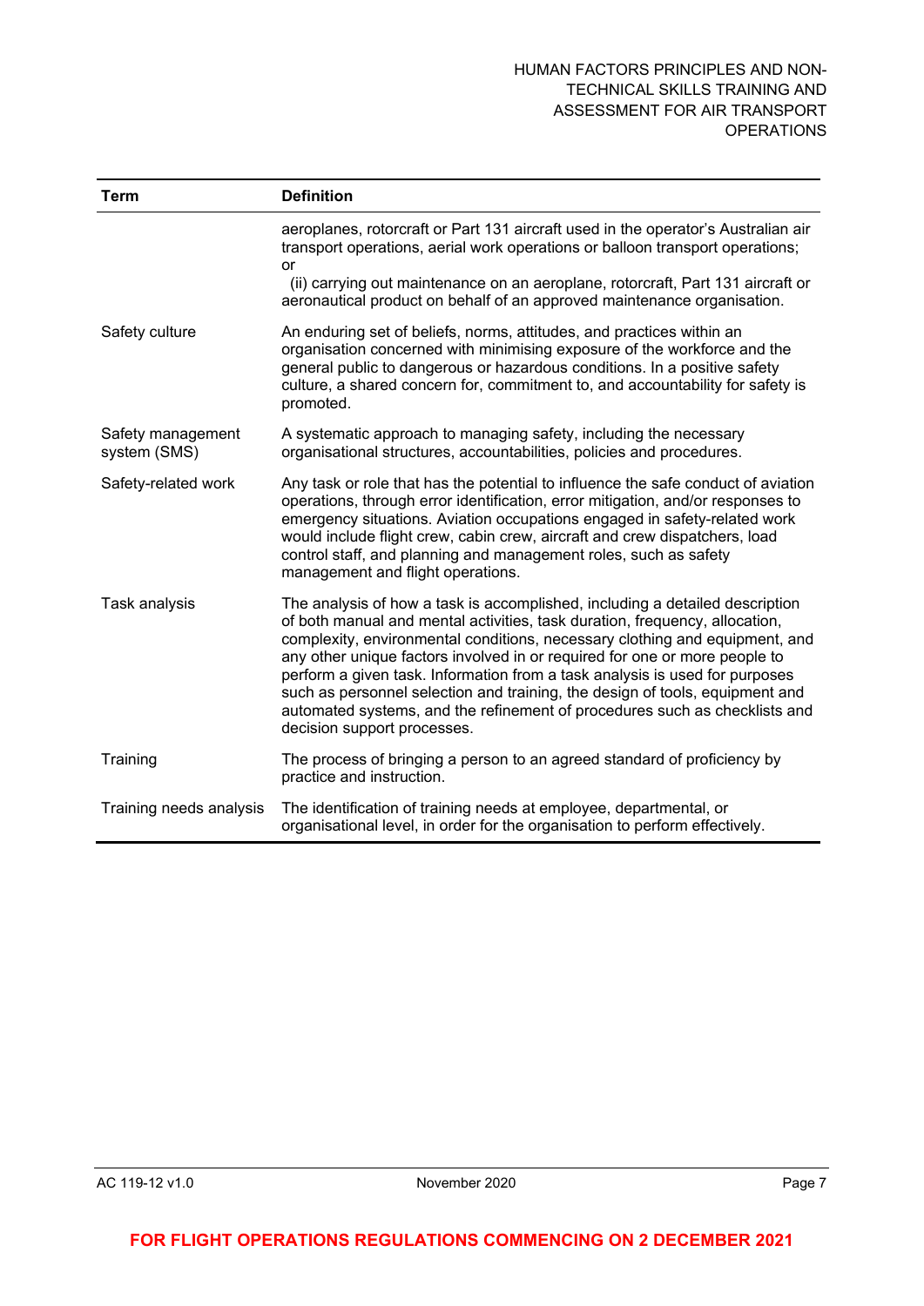| Term | Definition |
| --- | --- |
| | aeroplanes, rotorcraft or Part 131 aircraft used in the operator's Australian air transport operations, aerial work operations or balloon transport operations; or<br>(ii) carrying out maintenance on an aeroplane, rotorcraft, Part 131 aircraft or aeronautical product on behalf of an approved maintenance organisation. |
| Safety culture | An enduring set of beliefs, norms, attitudes, and practices within an organisation concerned with minimising exposure of the workforce and the general public to dangerous or hazardous conditions. In a positive safety culture, a shared concern for, commitment to, and accountability for safety is promoted. |
| Safety management system (SMS) | A systematic approach to managing safety, including the necessary organisational structures, accountabilities, policies and procedures. |
| Safety-related work | Any task or role that has the potential to influence the safe conduct of aviation operations, through error identification, error mitigation, and/or responses to emergency situations. Aviation occupations engaged in safety-related work would include flight crew, cabin crew, aircraft and crew dispatchers, load control staff, and planning and management roles, such as safety management and flight operations. |
| Task analysis | The analysis of how a task is accomplished, including a detailed description of both manual and mental activities, task duration, frequency, allocation, complexity, environmental conditions, necessary clothing and equipment, and any other unique factors involved in or required for one or more people to perform a given task. Information from a task analysis is used for purposes such as personnel selection and training, the design of tools, equipment and automated systems, and the refinement of procedures such as checklists and decision support processes. |
| Training | The process of bringing a person to an agreed standard of proficiency by practice and instruction. |
| Training needs analysis | The identification of training needs at employee, departmental, or organisational level, in order for the organisation to perform effectively. |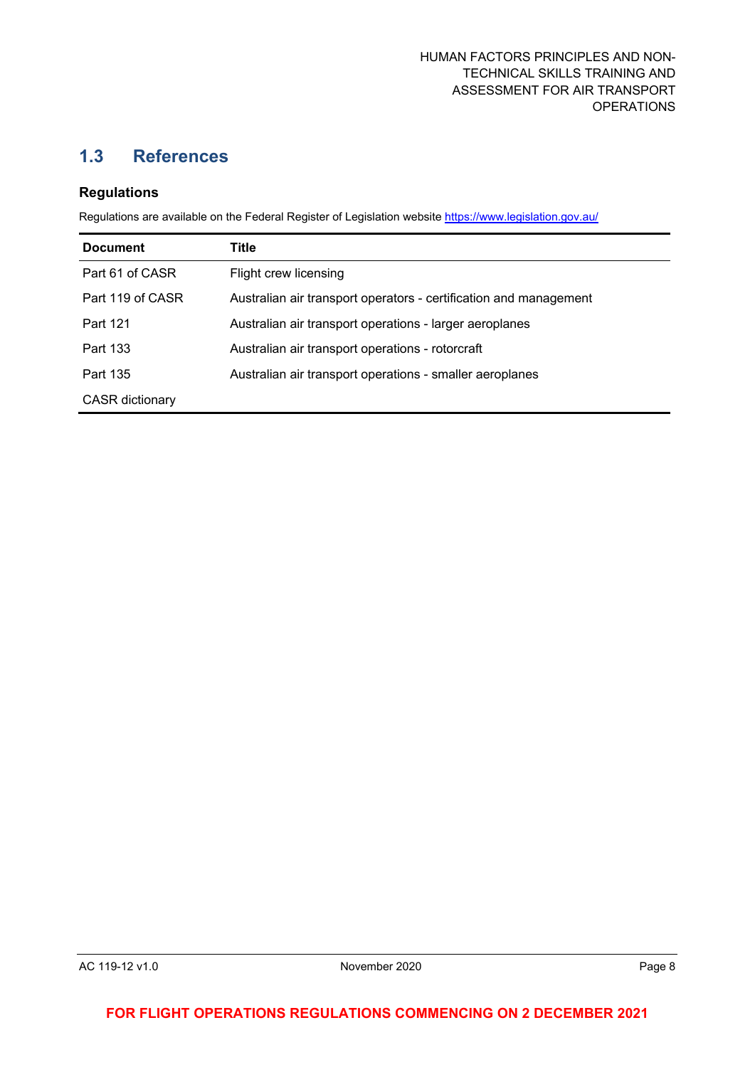## 1.3 References

### Regulations

Regulations are available on the Federal Register of Legislation website https://www.legislation.gov.au/

| Document | Title |
| --- | --- |
| Part 61 of CASR | Flight crew licensing |
| Part 119 of CASR | Australian air transport operators - certification and management |
| Part 121 | Australian air transport operations - larger aeroplanes |
| Part 133 | Australian air transport operations - rotorcraft |
| Part 135 | Australian air transport operations - smaller aeroplanes |
| CASR dictionary | |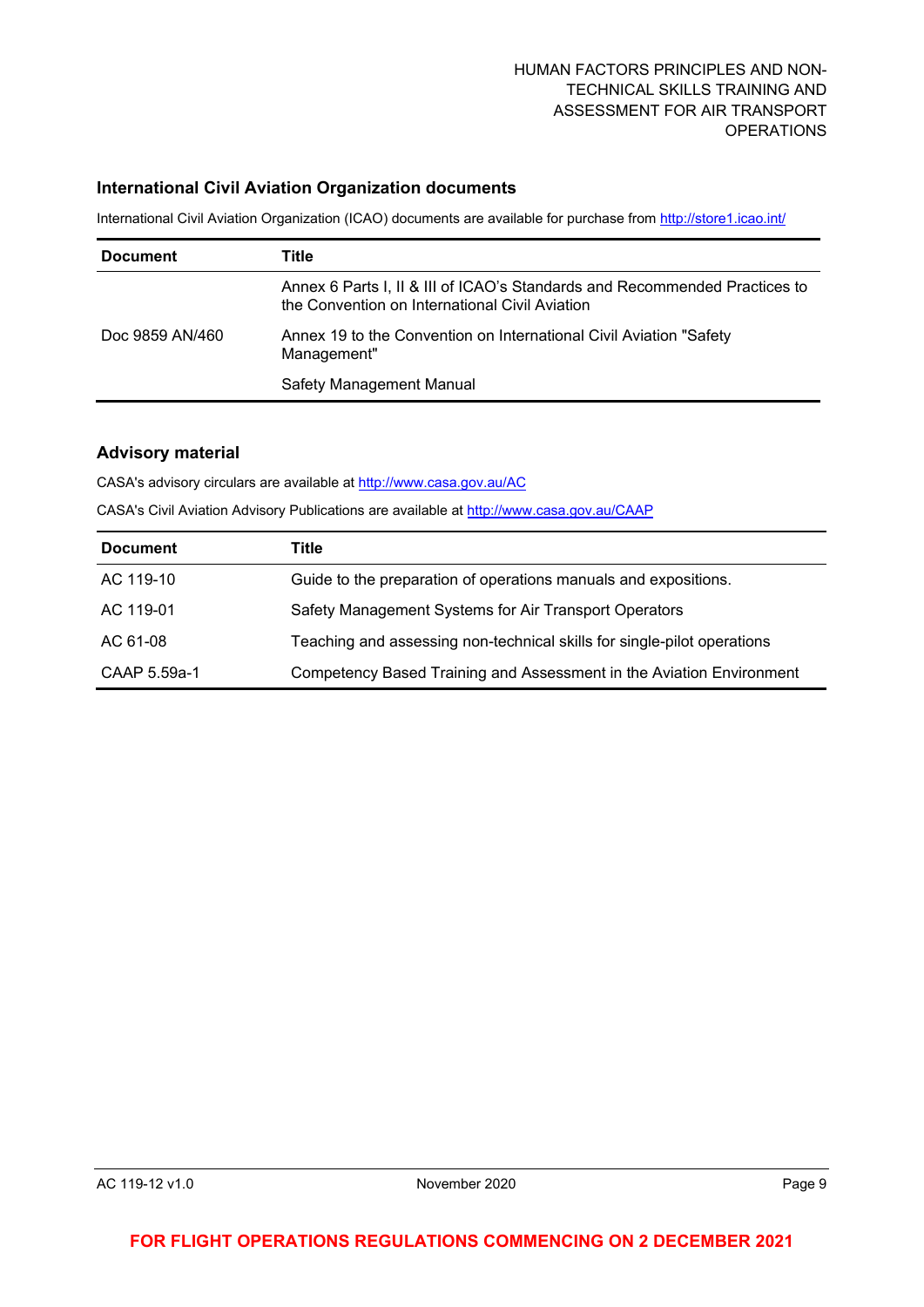### International Civil Aviation Organization documents

International Civil Aviation Organization (ICAO) documents are available for purchase from http://store1.icao.int/

| Document | Title |
|---|---|
| | Annex 6 Parts I, II & III of ICAO's Standards and Recommended Practices to the Convention on International Civil Aviation |
| Doc 9859 AN/460 | Annex 19 to the Convention on International Civil Aviation "Safety Management" |
| | Safety Management Manual |

### Advisory material

CASA's advisory circulars are available at http://www.casa.gov.au/AC

CASA's Civil Aviation Advisory Publications are available at http://www.casa.gov.au/CAAP

| Document | Title |
|---|---|
| AC 119-10 | Guide to the preparation of operations manuals and expositions. |
| AC 119-01 | Safety Management Systems for Air Transport Operators |
| AC 61-08 | Teaching and assessing non-technical skills for single-pilot operations |
| CAAP 5.59a-1 | Competency Based Training and Assessment in the Aviation Environment |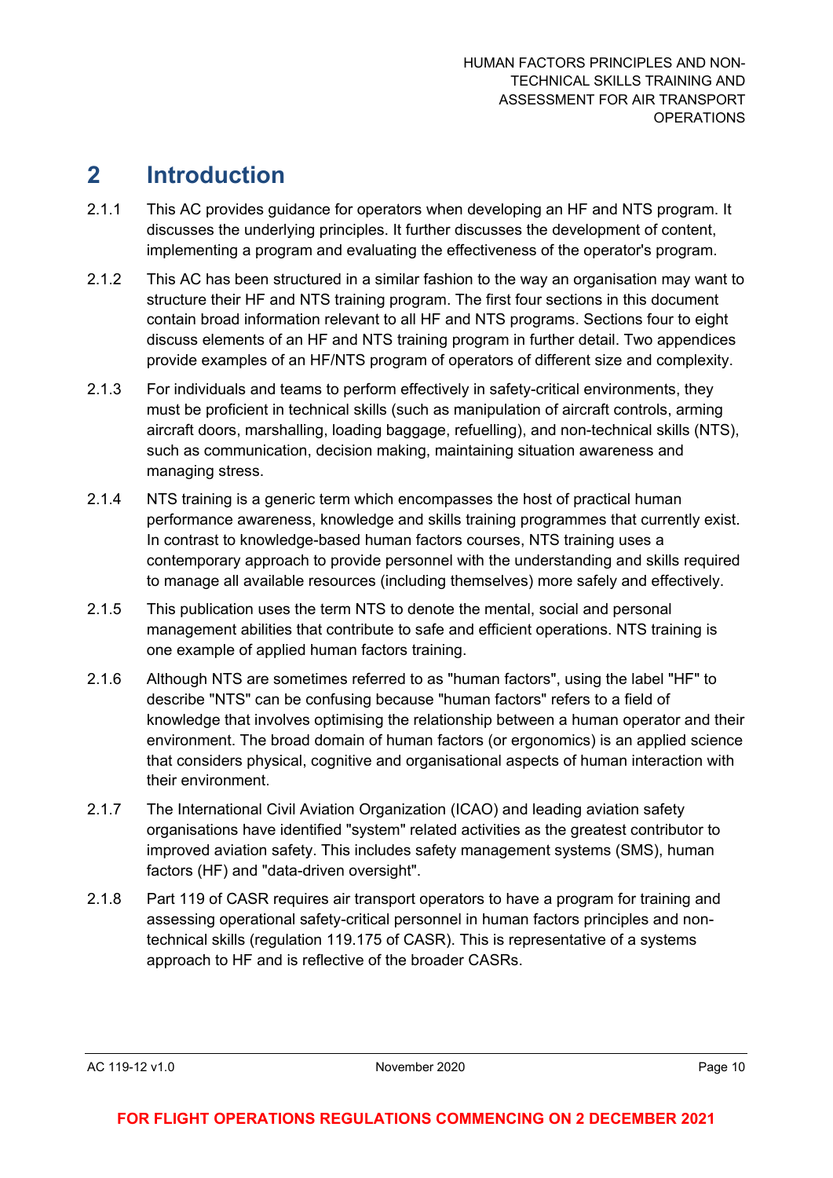# 2 Introduction

2.1.1 This AC provides guidance for operators when developing an HF and NTS program. It discusses the underlying principles. It further discusses the development of content, implementing a program and evaluating the effectiveness of the operator's program.

2.1.2 This AC has been structured in a similar fashion to the way an organisation may want to structure their HF and NTS training program. The first four sections in this document contain broad information relevant to all HF and NTS programs. Sections four to eight discuss elements of an HF and NTS training program in further detail. Two appendices provide examples of an HF/NTS program of operators of different size and complexity.

2.1.3 For individuals and teams to perform effectively in safety-critical environments, they must be proficient in technical skills (such as manipulation of aircraft controls, arming aircraft doors, marshalling, loading baggage, refuelling), and non-technical skills (NTS), such as communication, decision making, maintaining situation awareness and managing stress.

2.1.4 NTS training is a generic term which encompasses the host of practical human performance awareness, knowledge and skills training programmes that currently exist. In contrast to knowledge-based human factors courses, NTS training uses a contemporary approach to provide personnel with the understanding and skills required to manage all available resources (including themselves) more safely and effectively.

2.1.5 This publication uses the term NTS to denote the mental, social and personal management abilities that contribute to safe and efficient operations. NTS training is one example of applied human factors training.

2.1.6 Although NTS are sometimes referred to as "human factors", using the label "HF" to describe "NTS" can be confusing because "human factors" refers to a field of knowledge that involves optimising the relationship between a human operator and their environment. The broad domain of human factors (or ergonomics) is an applied science that considers physical, cognitive and organisational aspects of human interaction with their environment.

2.1.7 The International Civil Aviation Organization (ICAO) and leading aviation safety organisations have identified "system" related activities as the greatest contributor to improved aviation safety. This includes safety management systems (SMS), human factors (HF) and "data-driven oversight".

2.1.8 Part 119 of CASR requires air transport operators to have a program for training and assessing operational safety-critical personnel in human factors principles and non-technical skills (regulation 119.175 of CASR). This is representative of a systems approach to HF and is reflective of the broader CASRs.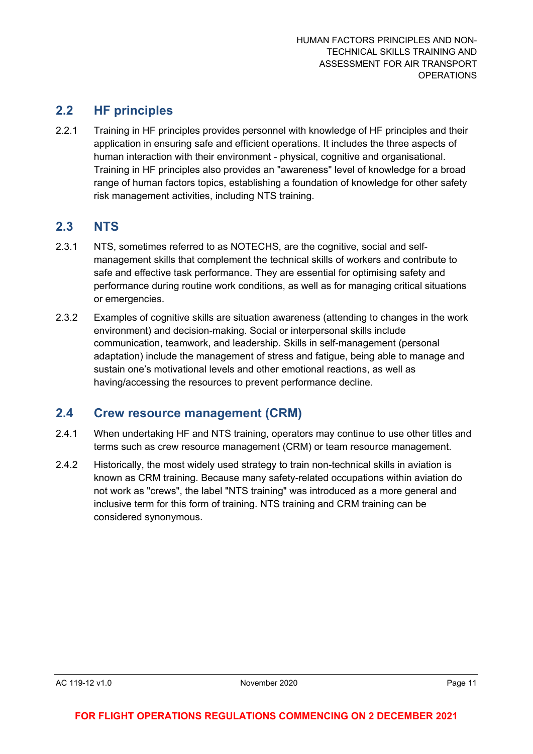## 2.2 HF principles

2.2.1 Training in HF principles provides personnel with knowledge of HF principles and their application in ensuring safe and efficient operations. It includes the three aspects of human interaction with their environment - physical, cognitive and organisational. Training in HF principles also provides an "awareness" level of knowledge for a broad range of human factors topics, establishing a foundation of knowledge for other safety risk management activities, including NTS training.

## 2.3 NTS

2.3.1 NTS, sometimes referred to as NOTECHS, are the cognitive, social and self-management skills that complement the technical skills of workers and contribute to safe and effective task performance. They are essential for optimising safety and performance during routine work conditions, as well as for managing critical situations or emergencies.

2.3.2 Examples of cognitive skills are situation awareness (attending to changes in the work environment) and decision-making. Social or interpersonal skills include communication, teamwork, and leadership. Skills in self-management (personal adaptation) include the management of stress and fatigue, being able to manage and sustain one's motivational levels and other emotional reactions, as well as having/accessing the resources to prevent performance decline.

## 2.4 Crew resource management (CRM)

2.4.1 When undertaking HF and NTS training, operators may continue to use other titles and terms such as crew resource management (CRM) or team resource management.

2.4.2 Historically, the most widely used strategy to train non-technical skills in aviation is known as CRM training. Because many safety-related occupations within aviation do not work as "crews", the label "NTS training" was introduced as a more general and inclusive term for this form of training. NTS training and CRM training can be considered synonymous.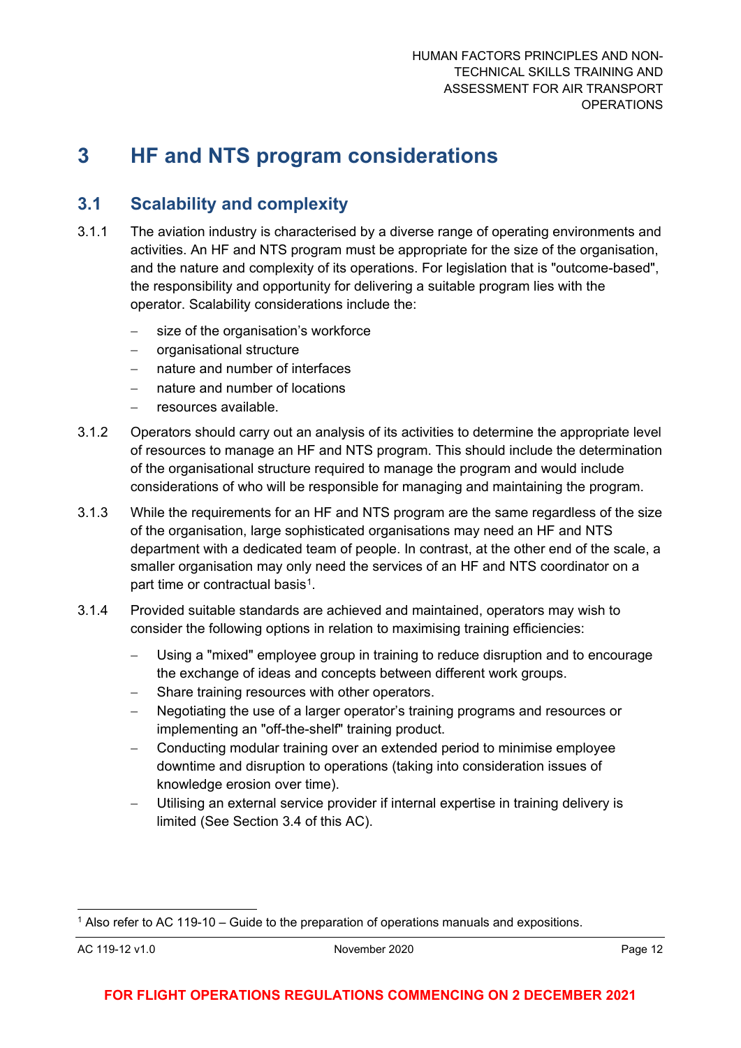# 3 HF and NTS program considerations

## 3.1 Scalability and complexity

3.1.1 The aviation industry is characterised by a diverse range of operating environments and activities. An HF and NTS program must be appropriate for the size of the organisation, and the nature and complexity of its operations. For legislation that is "outcome-based", the responsibility and opportunity for delivering a suitable program lies with the operator. Scalability considerations include the:

- size of the organisation's workforce
- organisational structure
- nature and number of interfaces
- nature and number of locations
- resources available.

3.1.2 Operators should carry out an analysis of its activities to determine the appropriate level of resources to manage an HF and NTS program. This should include the determination of the organisational structure required to manage the program and would include considerations of who will be responsible for managing and maintaining the program.

3.1.3 While the requirements for an HF and NTS program are the same regardless of the size of the organisation, large sophisticated organisations may need an HF and NTS department with a dedicated team of people. In contrast, at the other end of the scale, a smaller organisation may only need the services of an HF and NTS coordinator on a part time or contractual basis[1].

3.1.4 Provided suitable standards are achieved and maintained, operators may wish to consider the following options in relation to maximising training efficiencies:

- Using a "mixed" employee group in training to reduce disruption and to encourage the exchange of ideas and concepts between different work groups.
- Share training resources with other operators.
- Negotiating the use of a larger operator's training programs and resources or implementing an "off-the-shelf" training product.
- Conducting modular training over an extended period to minimise employee downtime and disruption to operations (taking into consideration issues of knowledge erosion over time).
- Utilising an external service provider if internal expertise in training delivery is limited (See Section 3.4 of this AC).

[1] Also refer to AC 119-10 – Guide to the preparation of operations manuals and expositions.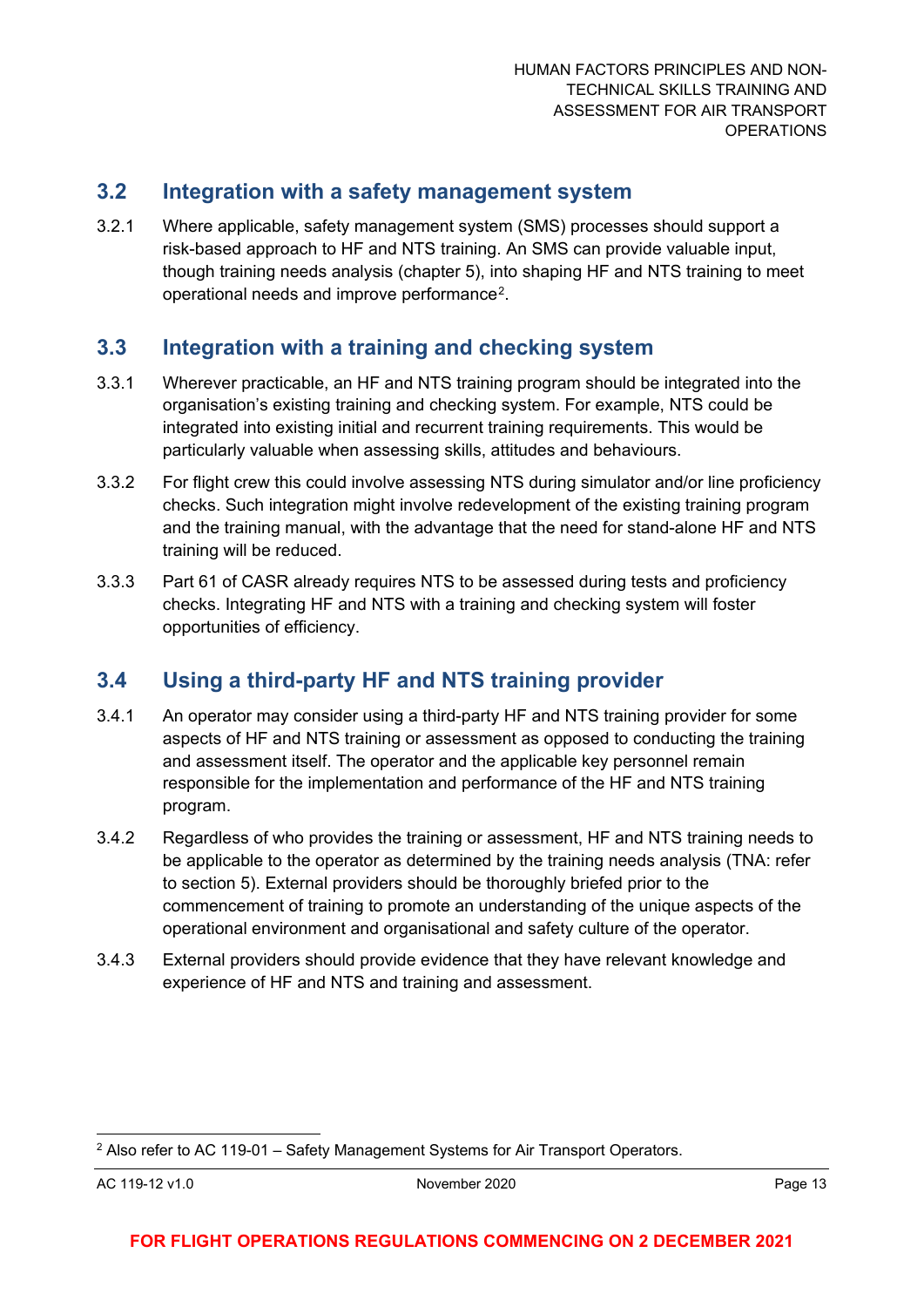## 3.2 Integration with a safety management system

3.2.1 Where applicable, safety management system (SMS) processes should support a risk-based approach to HF and NTS training. An SMS can provide valuable input, though training needs analysis (chapter 5), into shaping HF and NTS training to meet operational needs and improve performance[2].

## 3.3 Integration with a training and checking system

3.3.1 Wherever practicable, an HF and NTS training program should be integrated into the organisation's existing training and checking system. For example, NTS could be integrated into existing initial and recurrent training requirements. This would be particularly valuable when assessing skills, attitudes and behaviours.

3.3.2 For flight crew this could involve assessing NTS during simulator and/or line proficiency checks. Such integration might involve redevelopment of the existing training program and the training manual, with the advantage that the need for stand-alone HF and NTS training will be reduced.

3.3.3 Part 61 of CASR already requires NTS to be assessed during tests and proficiency checks. Integrating HF and NTS with a training and checking system will foster opportunities of efficiency.

## 3.4 Using a third-party HF and NTS training provider

3.4.1 An operator may consider using a third-party HF and NTS training provider for some aspects of HF and NTS training or assessment as opposed to conducting the training and assessment itself. The operator and the applicable key personnel remain responsible for the implementation and performance of the HF and NTS training program.

3.4.2 Regardless of who provides the training or assessment, HF and NTS training needs to be applicable to the operator as determined by the training needs analysis (TNA: refer to section 5). External providers should be thoroughly briefed prior to the commencement of training to promote an understanding of the unique aspects of the operational environment and organisational and safety culture of the operator.

3.4.3 External providers should provide evidence that they have relevant knowledge and experience of HF and NTS and training and assessment.

---

[2] Also refer to AC 119-01 – Safety Management Systems for Air Transport Operators.

FOR FLIGHT OPERATIONS REGULATIONS COMMENCING ON 2 DECEMBER 2021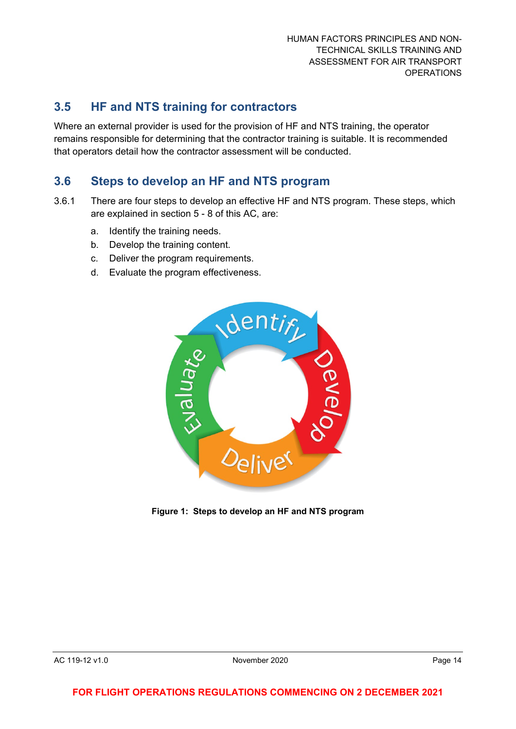## 3.5 HF and NTS training for contractors

Where an external provider is used for the provision of HF and NTS training, the operator remains responsible for determining that the contractor training is suitable. It is recommended that operators detail how the contractor assessment will be conducted.

## 3.6 Steps to develop an HF and NTS program

3.6.1 There are four steps to develop an effective HF and NTS program. These steps, which are explained in section 5 - 8 of this AC, are:

a. Identify the training needs.
b. Develop the training content.
c. Deliver the program requirements.
d. Evaluate the program effectiveness.

**Figure 1: Steps to develop an HF and NTS program**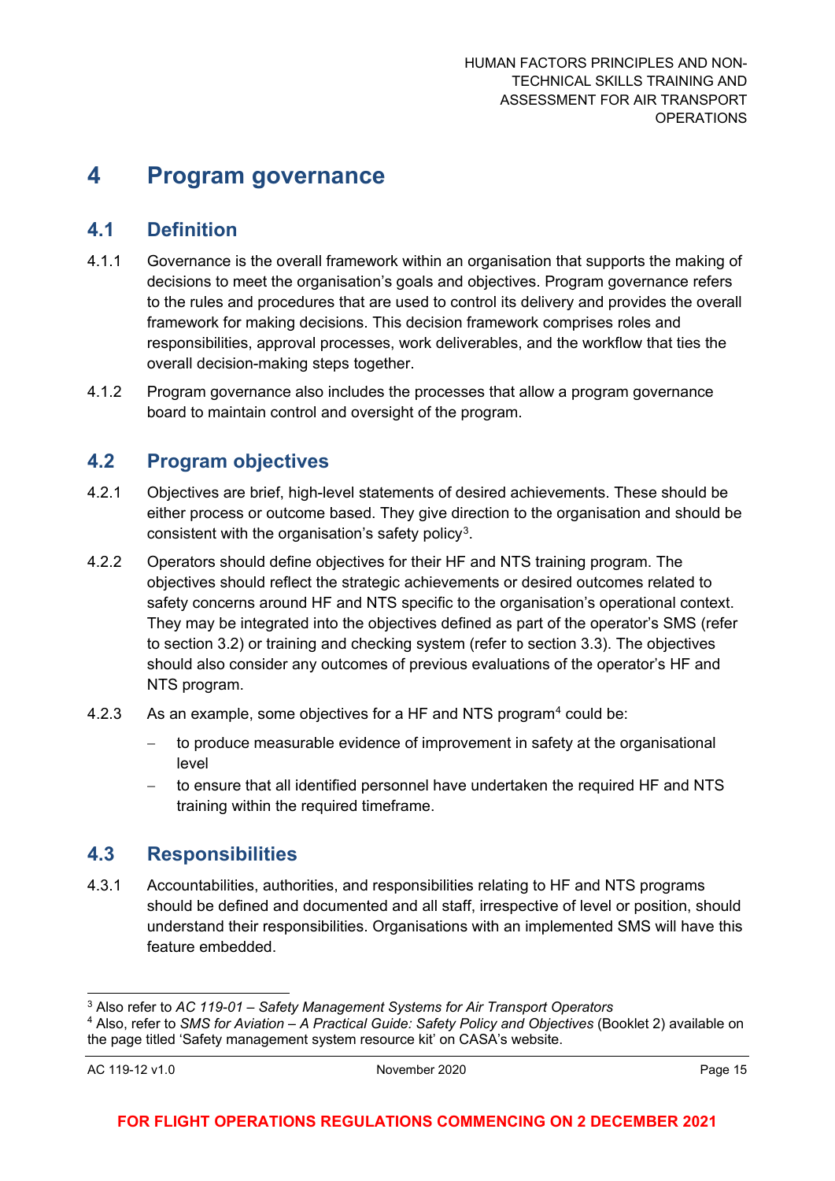# 4 Program governance

## 4.1 Definition

4.1.1 Governance is the overall framework within an organisation that supports the making of decisions to meet the organisation's goals and objectives. Program governance refers to the rules and procedures that are used to control its delivery and provides the overall framework for making decisions. This decision framework comprises roles and responsibilities, approval processes, work deliverables, and the workflow that ties the overall decision-making steps together.

4.1.2 Program governance also includes the processes that allow a program governance board to maintain control and oversight of the program.

## 4.2 Program objectives

4.2.1 Objectives are brief, high-level statements of desired achievements. These should be either process or outcome based. They give direction to the organisation and should be consistent with the organisation's safety policy[3].

4.2.2 Operators should define objectives for their HF and NTS training program. The objectives should reflect the strategic achievements or desired outcomes related to safety concerns around HF and NTS specific to the organisation's operational context. They may be integrated into the objectives defined as part of the operator's SMS (refer to section 3.2) or training and checking system (refer to section 3.3). The objectives should also consider any outcomes of previous evaluations of the operator's HF and NTS program.

4.2.3 As an example, some objectives for a HF and NTS program[4] could be:

- to produce measurable evidence of improvement in safety at the organisational level
- to ensure that all identified personnel have undertaken the required HF and NTS training within the required timeframe.

## 4.3 Responsibilities

4.3.1 Accountabilities, authorities, and responsibilities relating to HF and NTS programs should be defined and documented and all staff, irrespective of level or position, should understand their responsibilities. Organisations with an implemented SMS will have this feature embedded.

---

[3] Also refer to *AC 119-01 – Safety Management Systems for Air Transport Operators*

[4] Also, refer to *SMS for Aviation – A Practical Guide: Safety Policy and Objectives* (Booklet 2) available on the page titled 'Safety management system resource kit' on CASA's website.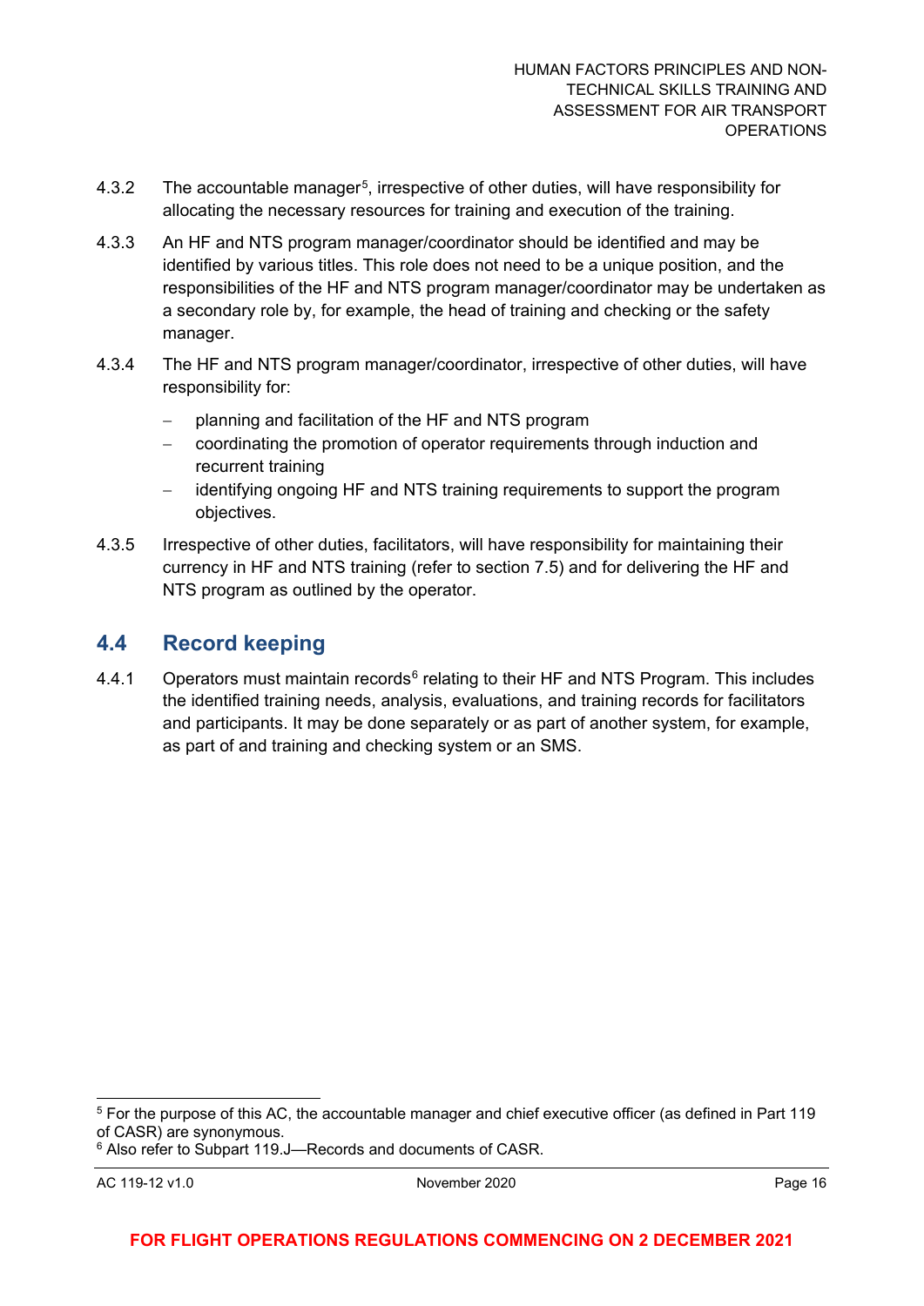4.3.2 The accountable manager[5], irrespective of other duties, will have responsibility for allocating the necessary resources for training and execution of the training.

4.3.3 An HF and NTS program manager/coordinator should be identified and may be identified by various titles. This role does not need to be a unique position, and the responsibilities of the HF and NTS program manager/coordinator may be undertaken as a secondary role by, for example, the head of training and checking or the safety manager.

4.3.4 The HF and NTS program manager/coordinator, irrespective of other duties, will have responsibility for:

- planning and facilitation of the HF and NTS program
- coordinating the promotion of operator requirements through induction and recurrent training
- identifying ongoing HF and NTS training requirements to support the program objectives.

4.3.5 Irrespective of other duties, facilitators, will have responsibility for maintaining their currency in HF and NTS training (refer to section 7.5) and for delivering the HF and NTS program as outlined by the operator.

## 4.4 Record keeping

4.4.1 Operators must maintain records[6] relating to their HF and NTS Program. This includes the identified training needs, analysis, evaluations, and training records for facilitators and participants. It may be done separately or as part of another system, for example, as part of and training and checking system or an SMS.

[5] For the purpose of this AC, the accountable manager and chief executive officer (as defined in Part 119 of CASR) are synonymous.

[6] Also refer to Subpart 119.J—Records and documents of CASR.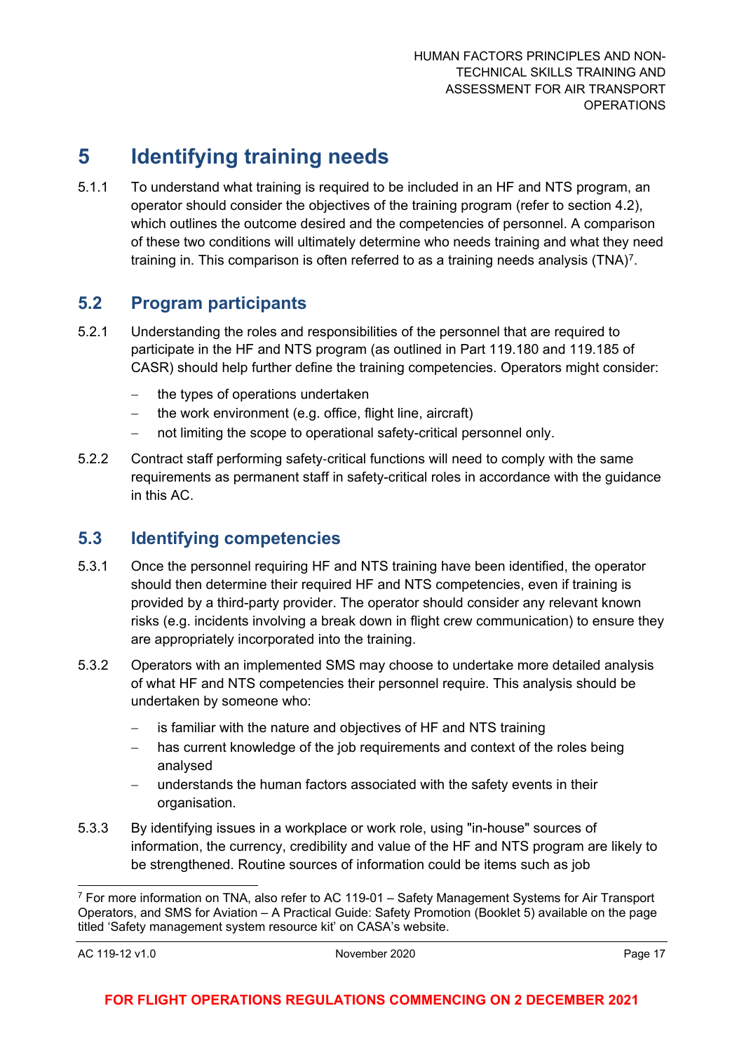# 5 Identifying training needs

5.1.1 To understand what training is required to be included in an HF and NTS program, an operator should consider the objectives of the training program (refer to section 4.2), which outlines the outcome desired and the competencies of personnel. A comparison of these two conditions will ultimately determine who needs training and what they need training in. This comparison is often referred to as a training needs analysis (TNA)[7].

## 5.2 Program participants

5.2.1 Understanding the roles and responsibilities of the personnel that are required to participate in the HF and NTS program (as outlined in Part 119.180 and 119.185 of CASR) should help further define the training competencies. Operators might consider:

- the types of operations undertaken
- the work environment (e.g. office, flight line, aircraft)
- not limiting the scope to operational safety-critical personnel only.

5.2.2 Contract staff performing safety-critical functions will need to comply with the same requirements as permanent staff in safety-critical roles in accordance with the guidance in this AC.

## 5.3 Identifying competencies

5.3.1 Once the personnel requiring HF and NTS training have been identified, the operator should then determine their required HF and NTS competencies, even if training is provided by a third-party provider. The operator should consider any relevant known risks (e.g. incidents involving a break down in flight crew communication) to ensure they are appropriately incorporated into the training.

5.3.2 Operators with an implemented SMS may choose to undertake more detailed analysis of what HF and NTS competencies their personnel require. This analysis should be undertaken by someone who:

- is familiar with the nature and objectives of HF and NTS training
- has current knowledge of the job requirements and context of the roles being analysed
- understands the human factors associated with the safety events in their organisation.

5.3.3 By identifying issues in a workplace or work role, using "in-house" sources of information, the currency, credibility and value of the HF and NTS program are likely to be strengthened. Routine sources of information could be items such as job

[7] For more information on TNA, also refer to AC 119-01 – Safety Management Systems for Air Transport Operators, and SMS for Aviation – A Practical Guide: Safety Promotion (Booklet 5) available on the page titled 'Safety management system resource kit' on CASA's website.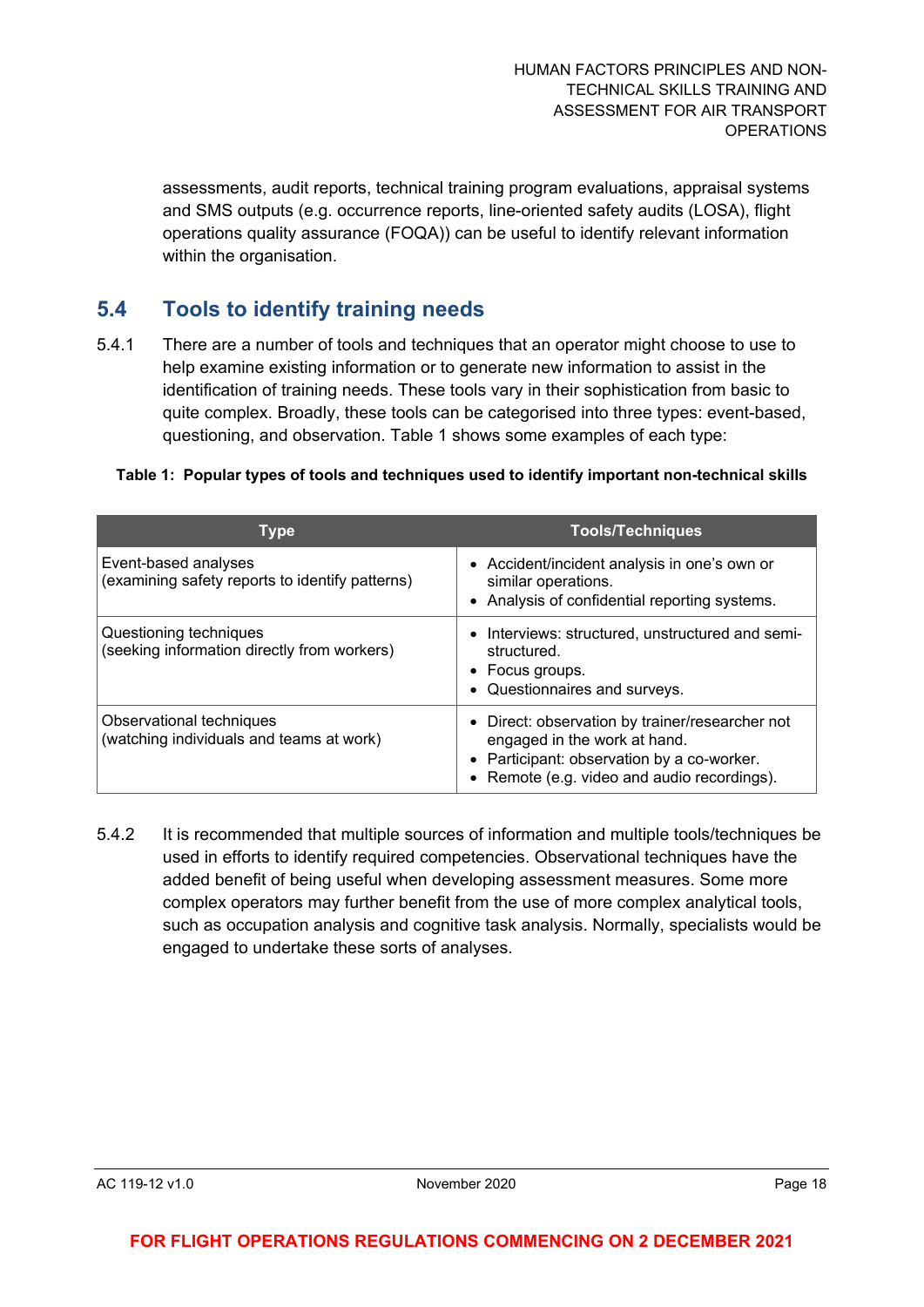assessments, audit reports, technical training program evaluations, appraisal systems and SMS outputs (e.g. occurrence reports, line-oriented safety audits (LOSA), flight operations quality assurance (FOQA)) can be useful to identify relevant information within the organisation.

## 5.4 Tools to identify training needs

5.4.1 There are a number of tools and techniques that an operator might choose to use to help examine existing information or to generate new information to assist in the identification of training needs. These tools vary in their sophistication from basic to quite complex. Broadly, these tools can be categorised into three types: event-based, questioning, and observation. Table 1 shows some examples of each type:

**Table 1: Popular types of tools and techniques used to identify important non-technical skills**

| Type | Tools/Techniques |
|---|---|
| Event-based analyses<br>(examining safety reports to identify patterns) | • Accident/incident analysis in one's own or similar operations.<br>• Analysis of confidential reporting systems. |
| Questioning techniques<br>(seeking information directly from workers) | • Interviews: structured, unstructured and semi-structured.<br>• Focus groups.<br>• Questionnaires and surveys. |
| Observational techniques<br>(watching individuals and teams at work) | • Direct: observation by trainer/researcher not engaged in the work at hand.<br>• Participant: observation by a co-worker.<br>• Remote (e.g. video and audio recordings). |

5.4.2 It is recommended that multiple sources of information and multiple tools/techniques be used in efforts to identify required competencies. Observational techniques have the added benefit of being useful when developing assessment measures. Some more complex operators may further benefit from the use of more complex analytical tools, such as occupation analysis and cognitive task analysis. Normally, specialists would be engaged to undertake these sorts of analyses.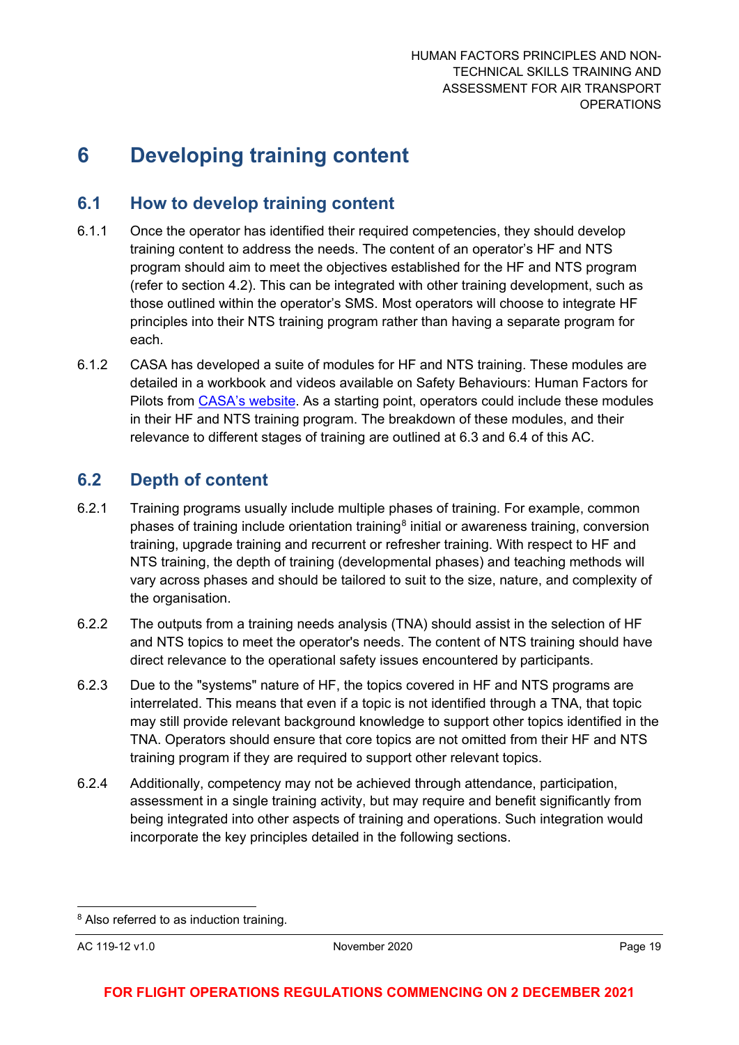# 6 Developing training content

## 6.1 How to develop training content

6.1.1 Once the operator has identified their required competencies, they should develop training content to address the needs. The content of an operator's HF and NTS program should aim to meet the objectives established for the HF and NTS program (refer to section 4.2). This can be integrated with other training development, such as those outlined within the operator's SMS. Most operators will choose to integrate HF principles into their NTS training program rather than having a separate program for each.

6.1.2 CASA has developed a suite of modules for HF and NTS training. These modules are detailed in a workbook and videos available on Safety Behaviours: Human Factors for Pilots from CASA's website. As a starting point, operators could include these modules in their HF and NTS training program. The breakdown of these modules, and their relevance to different stages of training are outlined at 6.3 and 6.4 of this AC.

## 6.2 Depth of content

6.2.1 Training programs usually include multiple phases of training. For example, common phases of training include orientation training[8] initial or awareness training, conversion training, upgrade training and recurrent or refresher training. With respect to HF and NTS training, the depth of training (developmental phases) and teaching methods will vary across phases and should be tailored to suit to the size, nature, and complexity of the organisation.

6.2.2 The outputs from a training needs analysis (TNA) should assist in the selection of HF and NTS topics to meet the operator's needs. The content of NTS training should have direct relevance to the operational safety issues encountered by participants.

6.2.3 Due to the "systems" nature of HF, the topics covered in HF and NTS programs are interrelated. This means that even if a topic is not identified through a TNA, that topic may still provide relevant background knowledge to support other topics identified in the TNA. Operators should ensure that core topics are not omitted from their HF and NTS training program if they are required to support other relevant topics.

6.2.4 Additionally, competency may not be achieved through attendance, participation, assessment in a single training activity, but may require and benefit significantly from being integrated into other aspects of training and operations. Such integration would incorporate the key principles detailed in the following sections.

---

[8] Also referred to as induction training.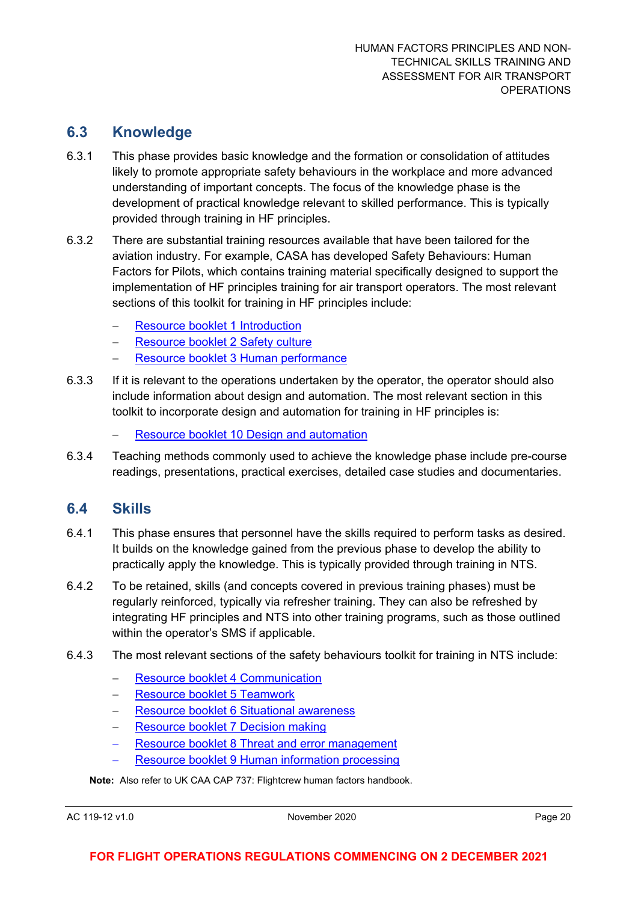## 6.3 Knowledge

6.3.1 This phase provides basic knowledge and the formation or consolidation of attitudes likely to promote appropriate safety behaviours in the workplace and more advanced understanding of important concepts. The focus of the knowledge phase is the development of practical knowledge relevant to skilled performance. This is typically provided through training in HF principles.

6.3.2 There are substantial training resources available that have been tailored for the aviation industry. For example, CASA has developed Safety Behaviours: Human Factors for Pilots, which contains training material specifically designed to support the implementation of HF principles training for air transport operators. The most relevant sections of this toolkit for training in HF principles include:

- Resource booklet 1 Introduction
- Resource booklet 2 Safety culture
- Resource booklet 3 Human performance

6.3.3 If it is relevant to the operations undertaken by the operator, the operator should also include information about design and automation. The most relevant section in this toolkit to incorporate design and automation for training in HF principles is:

- Resource booklet 10 Design and automation

6.3.4 Teaching methods commonly used to achieve the knowledge phase include pre-course readings, presentations, practical exercises, detailed case studies and documentaries.

## 6.4 Skills

6.4.1 This phase ensures that personnel have the skills required to perform tasks as desired. It builds on the knowledge gained from the previous phase to develop the ability to practically apply the knowledge. This is typically provided through training in NTS.

6.4.2 To be retained, skills (and concepts covered in previous training phases) must be regularly reinforced, typically via refresher training. They can also be refreshed by integrating HF principles and NTS into other training programs, such as those outlined within the operator's SMS if applicable.

6.4.3 The most relevant sections of the safety behaviours toolkit for training in NTS include:

- Resource booklet 4 Communication
- Resource booklet 5 Teamwork
- Resource booklet 6 Situational awareness
- Resource booklet 7 Decision making
- Resource booklet 8 Threat and error management
- Resource booklet 9 Human information processing

**Note:** Also refer to UK CAA CAP 737: Flightcrew human factors handbook.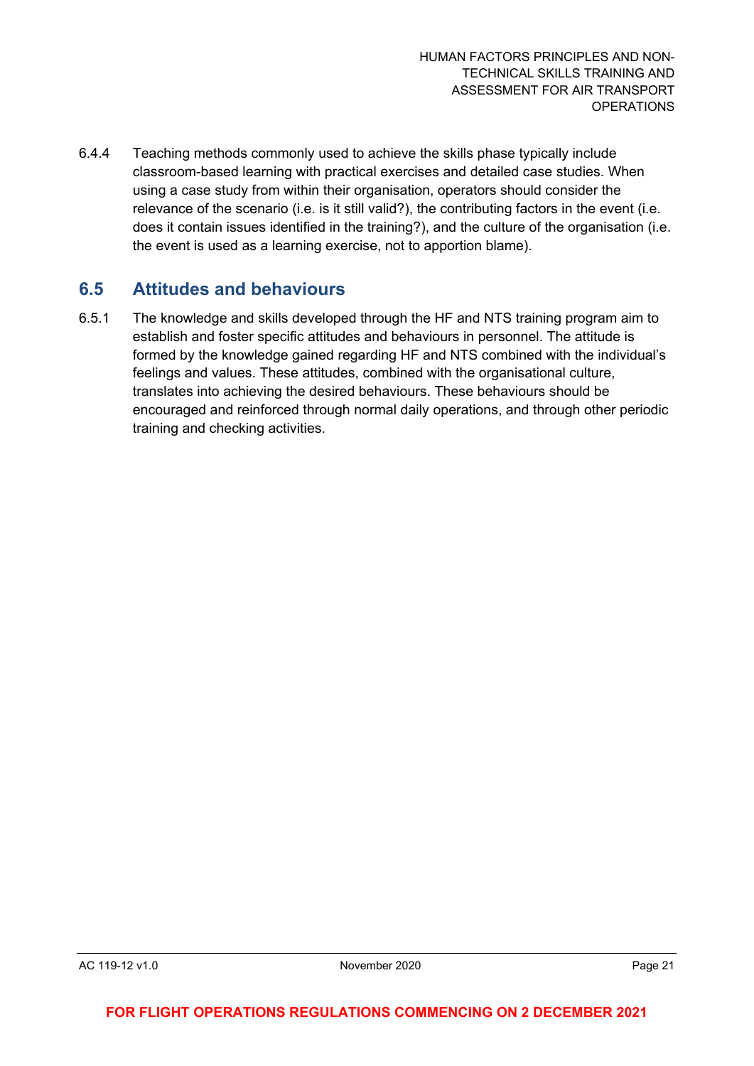6.4.4 Teaching methods commonly used to achieve the skills phase typically include classroom-based learning with practical exercises and detailed case studies. When using a case study from within their organisation, operators should consider the relevance of the scenario (i.e. is it still valid?), the contributing factors in the event (i.e. does it contain issues identified in the training?), and the culture of the organisation (i.e. the event is used as a learning exercise, not to apportion blame).

## 6.5 Attitudes and behaviours

6.5.1 The knowledge and skills developed through the HF and NTS training program aim to establish and foster specific attitudes and behaviours in personnel. The attitude is formed by the knowledge gained regarding HF and NTS combined with the individual's feelings and values. These attitudes, combined with the organisational culture, translates into achieving the desired behaviours. These behaviours should be encouraged and reinforced through normal daily operations, and through other periodic training and checking activities.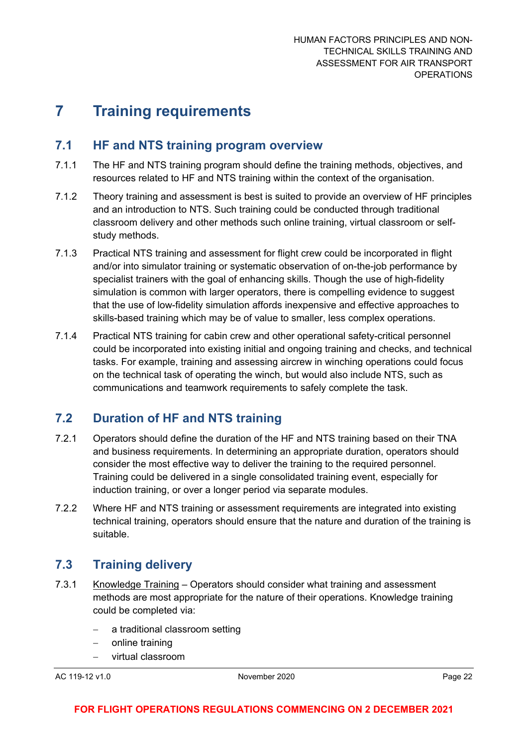# 7 Training requirements

## 7.1 HF and NTS training program overview

7.1.1 The HF and NTS training program should define the training methods, objectives, and resources related to HF and NTS training within the context of the organisation.

7.1.2 Theory training and assessment is best is suited to provide an overview of HF principles and an introduction to NTS. Such training could be conducted through traditional classroom delivery and other methods such online training, virtual classroom or self-study methods.

7.1.3 Practical NTS training and assessment for flight crew could be incorporated in flight and/or into simulator training or systematic observation of on-the-job performance by specialist trainers with the goal of enhancing skills. Though the use of high-fidelity simulation is common with larger operators, there is compelling evidence to suggest that the use of low-fidelity simulation affords inexpensive and effective approaches to skills-based training which may be of value to smaller, less complex operations.

7.1.4 Practical NTS training for cabin crew and other operational safety-critical personnel could be incorporated into existing initial and ongoing training and checks, and technical tasks. For example, training and assessing aircrew in winching operations could focus on the technical task of operating the winch, but would also include NTS, such as communications and teamwork requirements to safely complete the task.

## 7.2 Duration of HF and NTS training

7.2.1 Operators should define the duration of the HF and NTS training based on their TNA and business requirements. In determining an appropriate duration, operators should consider the most effective way to deliver the training to the required personnel. Training could be delivered in a single consolidated training event, especially for induction training, or over a longer period via separate modules.

7.2.2 Where HF and NTS training or assessment requirements are integrated into existing technical training, operators should ensure that the nature and duration of the training is suitable.

## 7.3 Training delivery

7.3.1 Knowledge Training – Operators should consider what training and assessment methods are most appropriate for the nature of their operations. Knowledge training could be completed via:

- a traditional classroom setting
- online training
- virtual classroom

FOR FLIGHT OPERATIONS REGULATIONS COMMENCING ON 2 DECEMBER 2021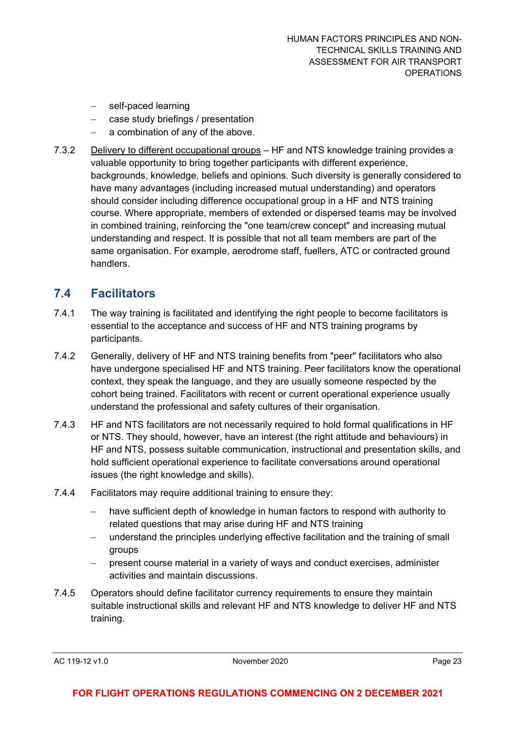- self-paced learning
- case study briefings / presentation
- a combination of any of the above.

7.3.2 Delivery to different occupational groups – HF and NTS knowledge training provides a valuable opportunity to bring together participants with different experience, backgrounds, knowledge, beliefs and opinions. Such diversity is generally considered to have many advantages (including increased mutual understanding) and operators should consider including difference occupational group in a HF and NTS training course. Where appropriate, members of extended or dispersed teams may be involved in combined training, reinforcing the "one team/crew concept" and increasing mutual understanding and respect. It is possible that not all team members are part of the same organisation. For example, aerodrome staff, fuellers, ATC or contracted ground handlers.

## 7.4 Facilitators

7.4.1 The way training is facilitated and identifying the right people to become facilitators is essential to the acceptance and success of HF and NTS training programs by participants.

7.4.2 Generally, delivery of HF and NTS training benefits from "peer" facilitators who also have undergone specialised HF and NTS training. Peer facilitators know the operational context, they speak the language, and they are usually someone respected by the cohort being trained. Facilitators with recent or current operational experience usually understand the professional and safety cultures of their organisation.

7.4.3 HF and NTS facilitators are not necessarily required to hold formal qualifications in HF or NTS. They should, however, have an interest (the right attitude and behaviours) in HF and NTS, possess suitable communication, instructional and presentation skills, and hold sufficient operational experience to facilitate conversations around operational issues (the right knowledge and skills).

7.4.4 Facilitators may require additional training to ensure they:

- have sufficient depth of knowledge in human factors to respond with authority to related questions that may arise during HF and NTS training
- understand the principles underlying effective facilitation and the training of small groups
- present course material in a variety of ways and conduct exercises, administer activities and maintain discussions.

7.4.5 Operators should define facilitator currency requirements to ensure they maintain suitable instructional skills and relevant HF and NTS knowledge to deliver HF and NTS training.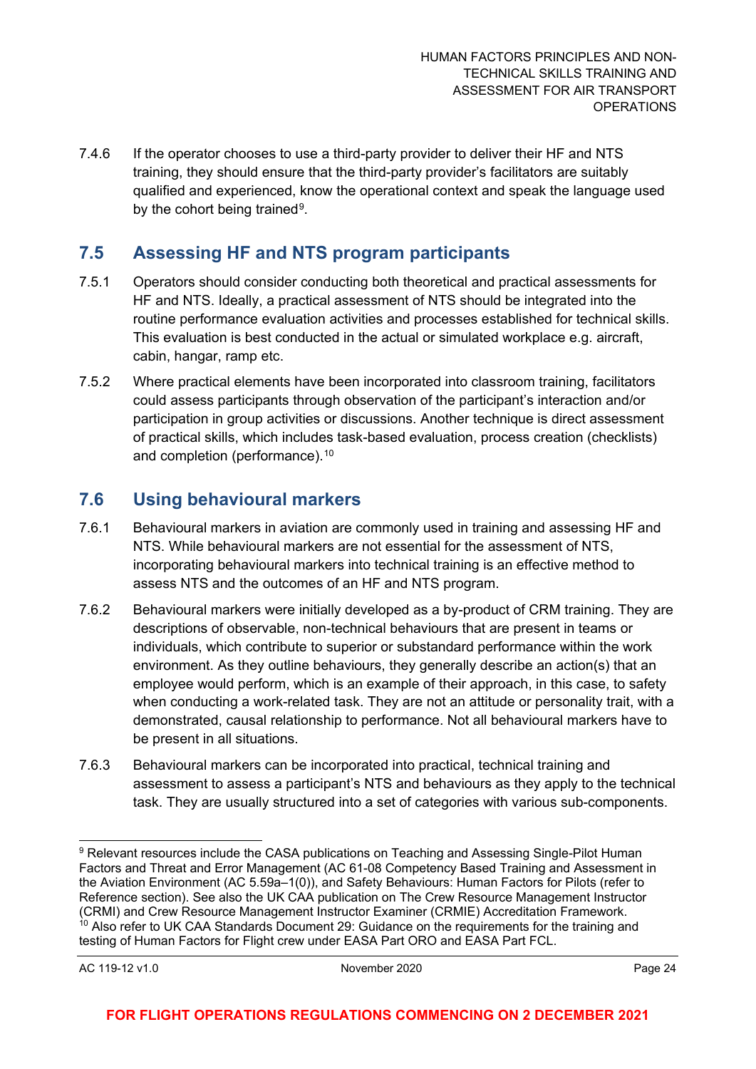7.4.6 If the operator chooses to use a third-party provider to deliver their HF and NTS training, they should ensure that the third-party provider's facilitators are suitably qualified and experienced, know the operational context and speak the language used by the cohort being trained[9].

## 7.5 Assessing HF and NTS program participants

7.5.1 Operators should consider conducting both theoretical and practical assessments for HF and NTS. Ideally, a practical assessment of NTS should be integrated into the routine performance evaluation activities and processes established for technical skills. This evaluation is best conducted in the actual or simulated workplace e.g. aircraft, cabin, hangar, ramp etc.

7.5.2 Where practical elements have been incorporated into classroom training, facilitators could assess participants through observation of the participant's interaction and/or participation in group activities or discussions. Another technique is direct assessment of practical skills, which includes task-based evaluation, process creation (checklists) and completion (performance).[10]

## 7.6 Using behavioural markers

7.6.1 Behavioural markers in aviation are commonly used in training and assessing HF and NTS. While behavioural markers are not essential for the assessment of NTS, incorporating behavioural markers into technical training is an effective method to assess NTS and the outcomes of an HF and NTS program.

7.6.2 Behavioural markers were initially developed as a by-product of CRM training. They are descriptions of observable, non-technical behaviours that are present in teams or individuals, which contribute to superior or substandard performance within the work environment. As they outline behaviours, they generally describe an action(s) that an employee would perform, which is an example of their approach, in this case, to safety when conducting a work-related task. They are not an attitude or personality trait, with a demonstrated, causal relationship to performance. Not all behavioural markers have to be present in all situations.

7.6.3 Behavioural markers can be incorporated into practical, technical training and assessment to assess a participant's NTS and behaviours as they apply to the technical task. They are usually structured into a set of categories with various sub-components.

---

[9] Relevant resources include the CASA publications on Teaching and Assessing Single-Pilot Human Factors and Threat and Error Management (AC 61-08 Competency Based Training and Assessment in the Aviation Environment (AC 5.59a–1(0)), and Safety Behaviours: Human Factors for Pilots (refer to Reference section). See also the UK CAA publication on The Crew Resource Management Instructor (CRMI) and Crew Resource Management Instructor Examiner (CRMIE) Accreditation Framework.

[10] Also refer to UK CAA Standards Document 29: Guidance on the requirements for the training and testing of Human Factors for Flight crew under EASA Part ORO and EASA Part FCL.

**FOR FLIGHT OPERATIONS REGULATIONS COMMENCING ON 2 DECEMBER 2021**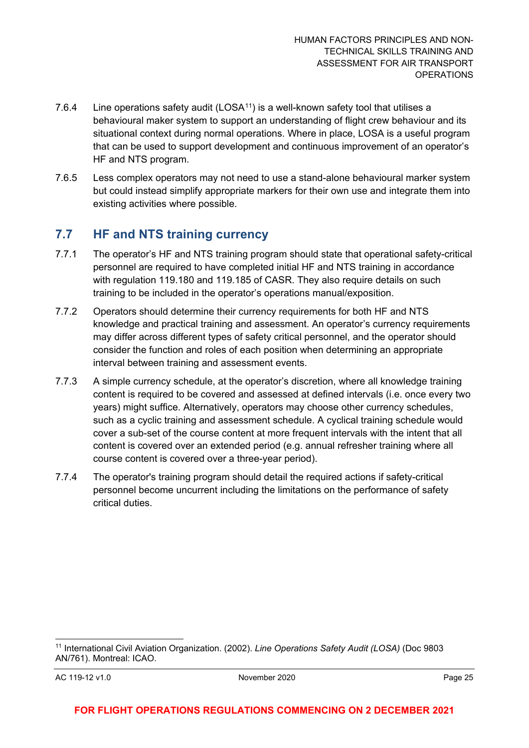7.6.4 Line operations safety audit (LOSA[11]) is a well-known safety tool that utilises a behavioural maker system to support an understanding of flight crew behaviour and its situational context during normal operations. Where in place, LOSA is a useful program that can be used to support development and continuous improvement of an operator's HF and NTS program.

7.6.5 Less complex operators may not need to use a stand-alone behavioural marker system but could instead simplify appropriate markers for their own use and integrate them into existing activities where possible.

## 7.7 HF and NTS training currency

7.7.1 The operator's HF and NTS training program should state that operational safety-critical personnel are required to have completed initial HF and NTS training in accordance with regulation 119.180 and 119.185 of CASR. They also require details on such training to be included in the operator's operations manual/exposition.

7.7.2 Operators should determine their currency requirements for both HF and NTS knowledge and practical training and assessment. An operator's currency requirements may differ across different types of safety critical personnel, and the operator should consider the function and roles of each position when determining an appropriate interval between training and assessment events.

7.7.3 A simple currency schedule, at the operator's discretion, where all knowledge training content is required to be covered and assessed at defined intervals (i.e. once every two years) might suffice. Alternatively, operators may choose other currency schedules, such as a cyclic training and assessment schedule. A cyclical training schedule would cover a sub-set of the course content at more frequent intervals with the intent that all content is covered over an extended period (e.g. annual refresher training where all course content is covered over a three-year period).

7.7.4 The operator's training program should detail the required actions if safety-critical personnel become uncurrent including the limitations on the performance of safety critical duties.

---

[11] International Civil Aviation Organization. (2002). *Line Operations Safety Audit (LOSA)* (Doc 9803 AN/761). Montreal: ICAO.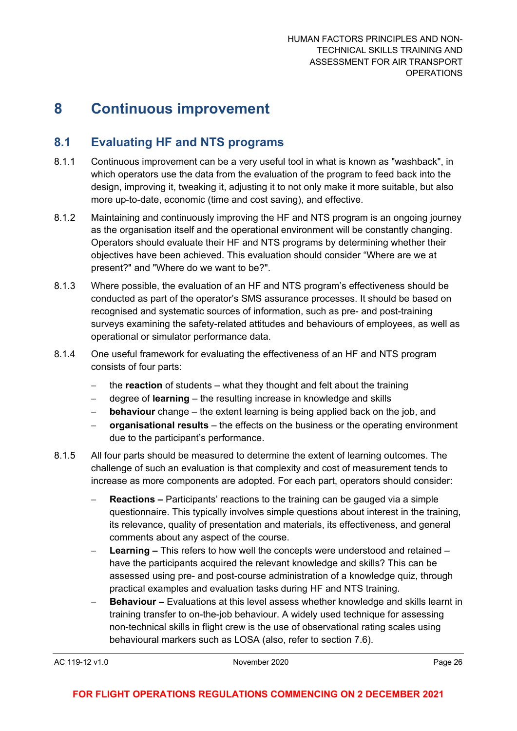# 8 Continuous improvement

## 8.1 Evaluating HF and NTS programs

8.1.1 Continuous improvement can be a very useful tool in what is known as "washback", in which operators use the data from the evaluation of the program to feed back into the design, improving it, tweaking it, adjusting it to not only make it more suitable, but also more up-to-date, economic (time and cost saving), and effective.

8.1.2 Maintaining and continuously improving the HF and NTS program is an ongoing journey as the organisation itself and the operational environment will be constantly changing. Operators should evaluate their HF and NTS programs by determining whether their objectives have been achieved. This evaluation should consider "Where are we at present?" and "Where do we want to be?".

8.1.3 Where possible, the evaluation of an HF and NTS program's effectiveness should be conducted as part of the operator's SMS assurance processes. It should be based on recognised and systematic sources of information, such as pre- and post-training surveys examining the safety-related attitudes and behaviours of employees, as well as operational or simulator performance data.

8.1.4 One useful framework for evaluating the effectiveness of an HF and NTS program consists of four parts:

- the **reaction** of students – what they thought and felt about the training
- degree of **learning** – the resulting increase in knowledge and skills
- **behaviour** change – the extent learning is being applied back on the job, and
- **organisational results** – the effects on the business or the operating environment due to the participant's performance.

8.1.5 All four parts should be measured to determine the extent of learning outcomes. The challenge of such an evaluation is that complexity and cost of measurement tends to increase as more components are adopted. For each part, operators should consider:

- **Reactions –** Participants' reactions to the training can be gauged via a simple questionnaire. This typically involves simple questions about interest in the training, its relevance, quality of presentation and materials, its effectiveness, and general comments about any aspect of the course.
- **Learning –** This refers to how well the concepts were understood and retained – have the participants acquired the relevant knowledge and skills? This can be assessed using pre- and post-course administration of a knowledge quiz, through practical examples and evaluation tasks during HF and NTS training.
- **Behaviour –** Evaluations at this level assess whether knowledge and skills learnt in training transfer to on-the-job behaviour. A widely used technique for assessing non-technical skills in flight crew is the use of observational rating scales using behavioural markers such as LOSA (also, refer to section 7.6).

**FOR FLIGHT OPERATIONS REGULATIONS COMMENCING ON 2 DECEMBER 2021**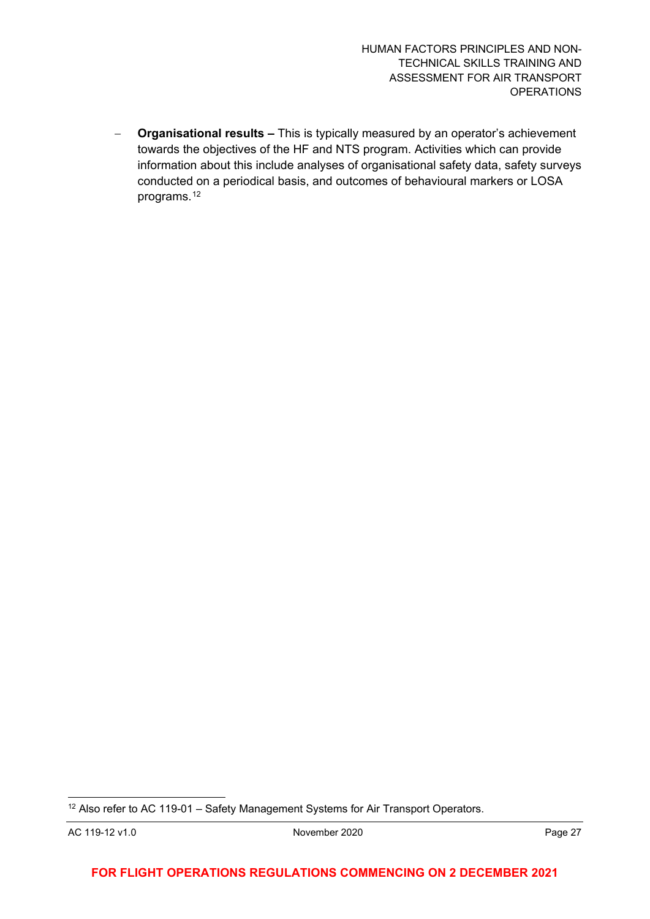- **Organisational results –** This is typically measured by an operator's achievement towards the objectives of the HF and NTS program. Activities which can provide information about this include analyses of organisational safety data, safety surveys conducted on a periodical basis, and outcomes of behavioural markers or LOSA programs.[12]

[12] Also refer to AC 119-01 – Safety Management Systems for Air Transport Operators.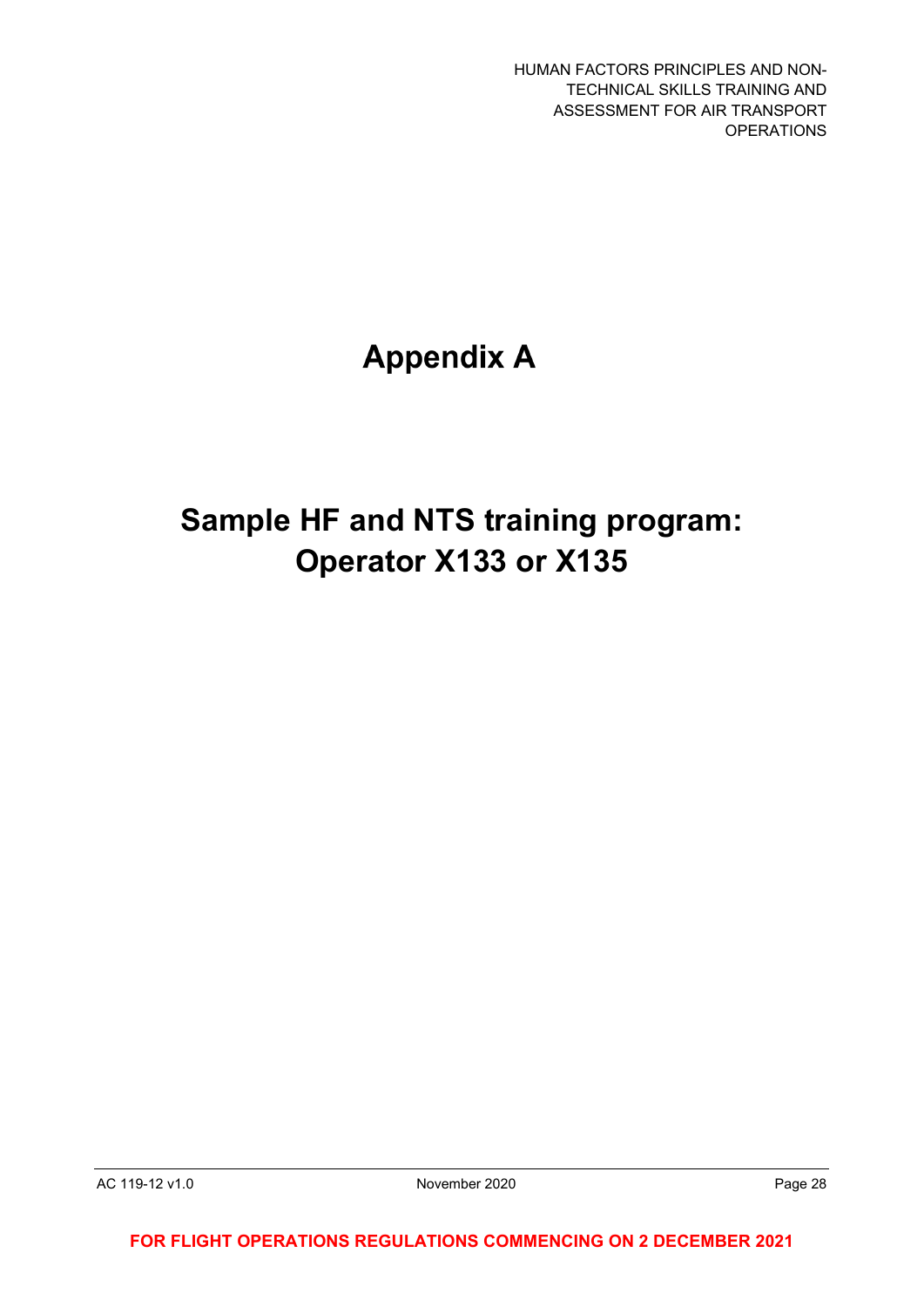# Appendix A

# Sample HF and NTS training program: Operator X133 or X135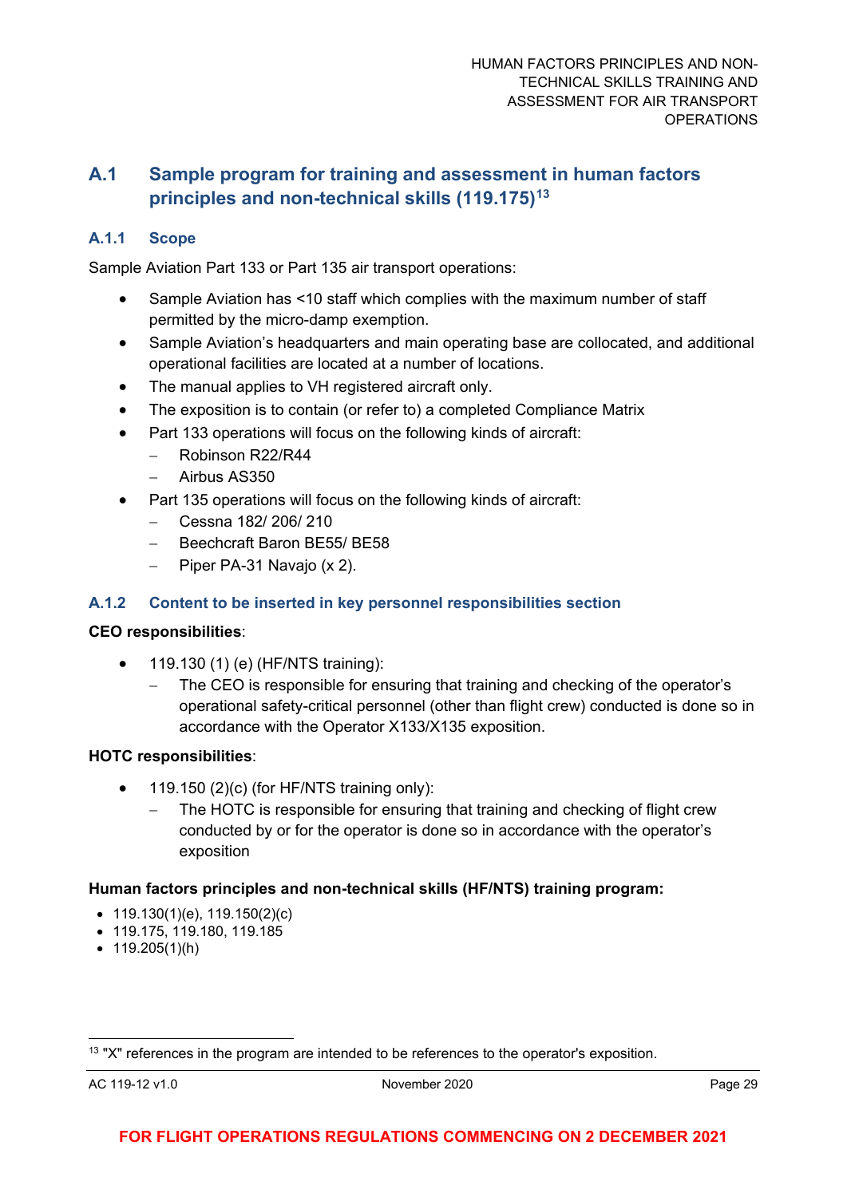## A.1 Sample program for training and assessment in human factors principles and non-technical skills (119.175)[13]

### A.1.1 Scope

Sample Aviation Part 133 or Part 135 air transport operations:

- Sample Aviation has <10 staff which complies with the maximum number of staff permitted by the micro-damp exemption.
- Sample Aviation's headquarters and main operating base are collocated, and additional operational facilities are located at a number of locations.
- The manual applies to VH registered aircraft only.
- The exposition is to contain (or refer to) a completed Compliance Matrix
- Part 133 operations will focus on the following kinds of aircraft:
  - Robinson R22/R44
  - Airbus AS350
- Part 135 operations will focus on the following kinds of aircraft:
  - Cessna 182/ 206/ 210
  - Beechcraft Baron BE55/ BE58
  - Piper PA-31 Navajo (x 2).

### A.1.2 Content to be inserted in key personnel responsibilities section

**CEO responsibilities**:

- 119.130 (1) (e) (HF/NTS training):
  - The CEO is responsible for ensuring that training and checking of the operator's operational safety-critical personnel (other than flight crew) conducted is done so in accordance with the Operator X133/X135 exposition.

**HOTC responsibilities**:

- 119.150 (2)(c) (for HF/NTS training only):
  - The HOTC is responsible for ensuring that training and checking of flight crew conducted by or for the operator is done so in accordance with the operator's exposition

**Human factors principles and non-technical skills (HF/NTS) training program:**

- 119.130(1)(e), 119.150(2)(c)
- 119.175, 119.180, 119.185
- 119.205(1)(h)

[13] "X" references in the program are intended to be references to the operator's exposition.

FOR FLIGHT OPERATIONS REGULATIONS COMMENCING ON 2 DECEMBER 2021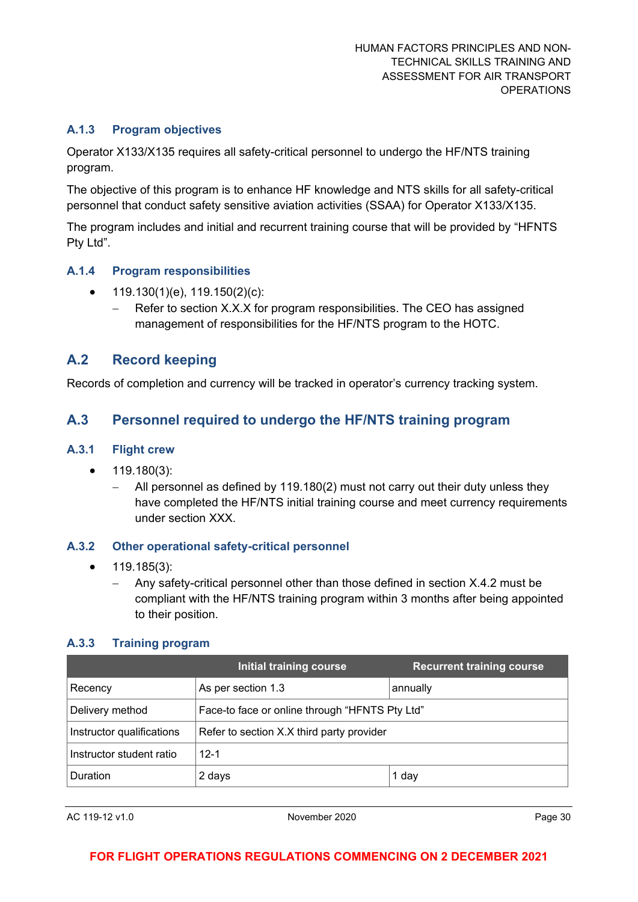### A.1.3 Program objectives

Operator X133/X135 requires all safety-critical personnel to undergo the HF/NTS training program.

The objective of this program is to enhance HF knowledge and NTS skills for all safety-critical personnel that conduct safety sensitive aviation activities (SSAA) for Operator X133/X135.

The program includes and initial and recurrent training course that will be provided by "HFNTS Pty Ltd".

### A.1.4 Program responsibilities

- 119.130(1)(e), 119.150(2)(c):
  - Refer to section X.X.X for program responsibilities. The CEO has assigned management of responsibilities for the HF/NTS program to the HOTC.

## A.2 Record keeping

Records of completion and currency will be tracked in operator's currency tracking system.

## A.3 Personnel required to undergo the HF/NTS training program

### A.3.1 Flight crew

- 119.180(3):
  - All personnel as defined by 119.180(2) must not carry out their duty unless they have completed the HF/NTS initial training course and meet currency requirements under section XXX.

### A.3.2 Other operational safety-critical personnel

- 119.185(3):
  - Any safety-critical personnel other than those defined in section X.4.2 must be compliant with the HF/NTS training program within 3 months after being appointed to their position.

### A.3.3 Training program

| | Initial training course | Recurrent training course |
|---|---|---|
| Recency | As per section 1.3 | annually |
| Delivery method | Face-to face or online through "HFNTS Pty Ltd" | |
| Instructor qualifications | Refer to section X.X third party provider | |
| Instructor student ratio | 12-1 | |
| Duration | 2 days | 1 day |

FOR FLIGHT OPERATIONS REGULATIONS COMMENCING ON 2 DECEMBER 2021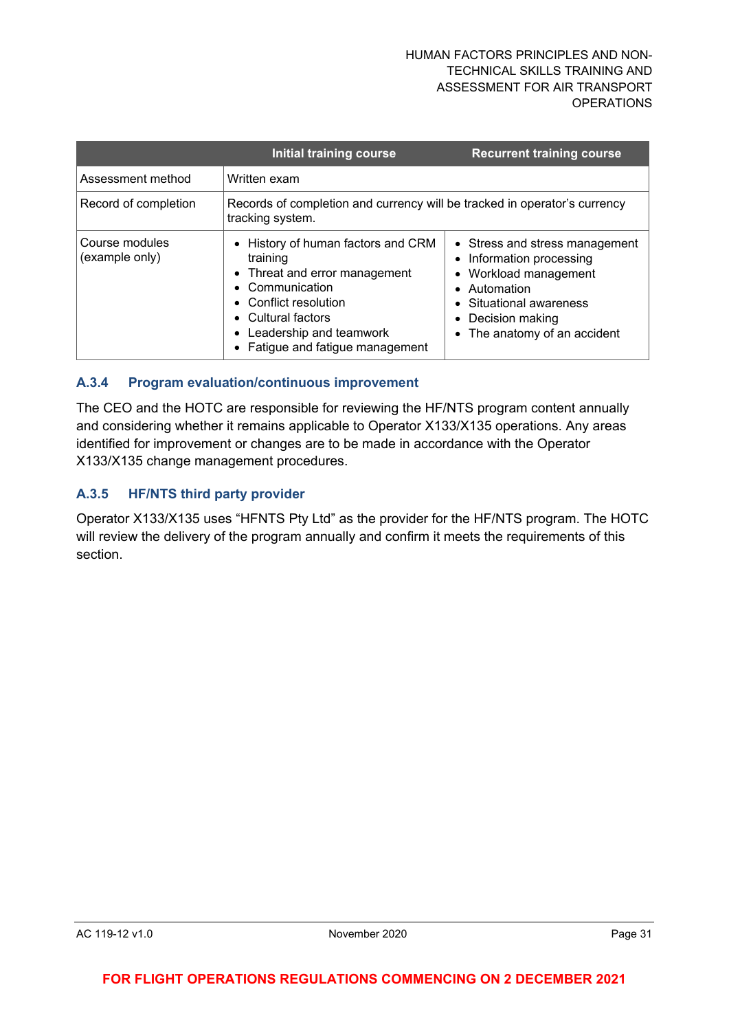| | Initial training course | Recurrent training course |
|---|---|---|
| Assessment method | Written exam | |
| Record of completion | Records of completion and currency will be tracked in operator's currency tracking system. | |
| Course modules (example only) | • History of human factors and CRM training<br>• Threat and error management<br>• Communication<br>• Conflict resolution<br>• Cultural factors<br>• Leadership and teamwork<br>• Fatigue and fatigue management | • Stress and stress management<br>• Information processing<br>• Workload management<br>• Automation<br>• Situational awareness<br>• Decision making<br>• The anatomy of an accident |

### A.3.4 Program evaluation/continuous improvement

The CEO and the HOTC are responsible for reviewing the HF/NTS program content annually and considering whether it remains applicable to Operator X133/X135 operations. Any areas identified for improvement or changes are to be made in accordance with the Operator X133/X135 change management procedures.

### A.3.5 HF/NTS third party provider

Operator X133/X135 uses "HFNTS Pty Ltd" as the provider for the HF/NTS program. The HOTC will review the delivery of the program annually and confirm it meets the requirements of this section.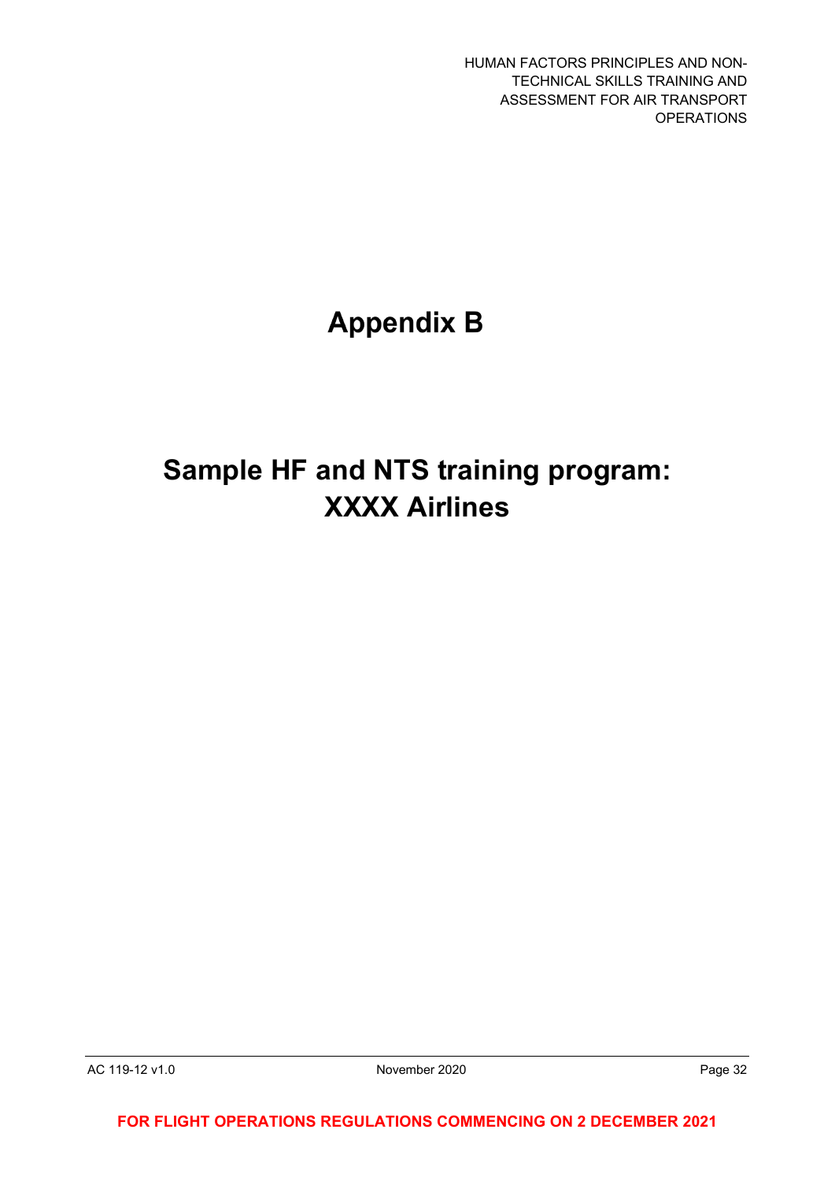# Appendix B

# Sample HF and NTS training program: XXXX Airlines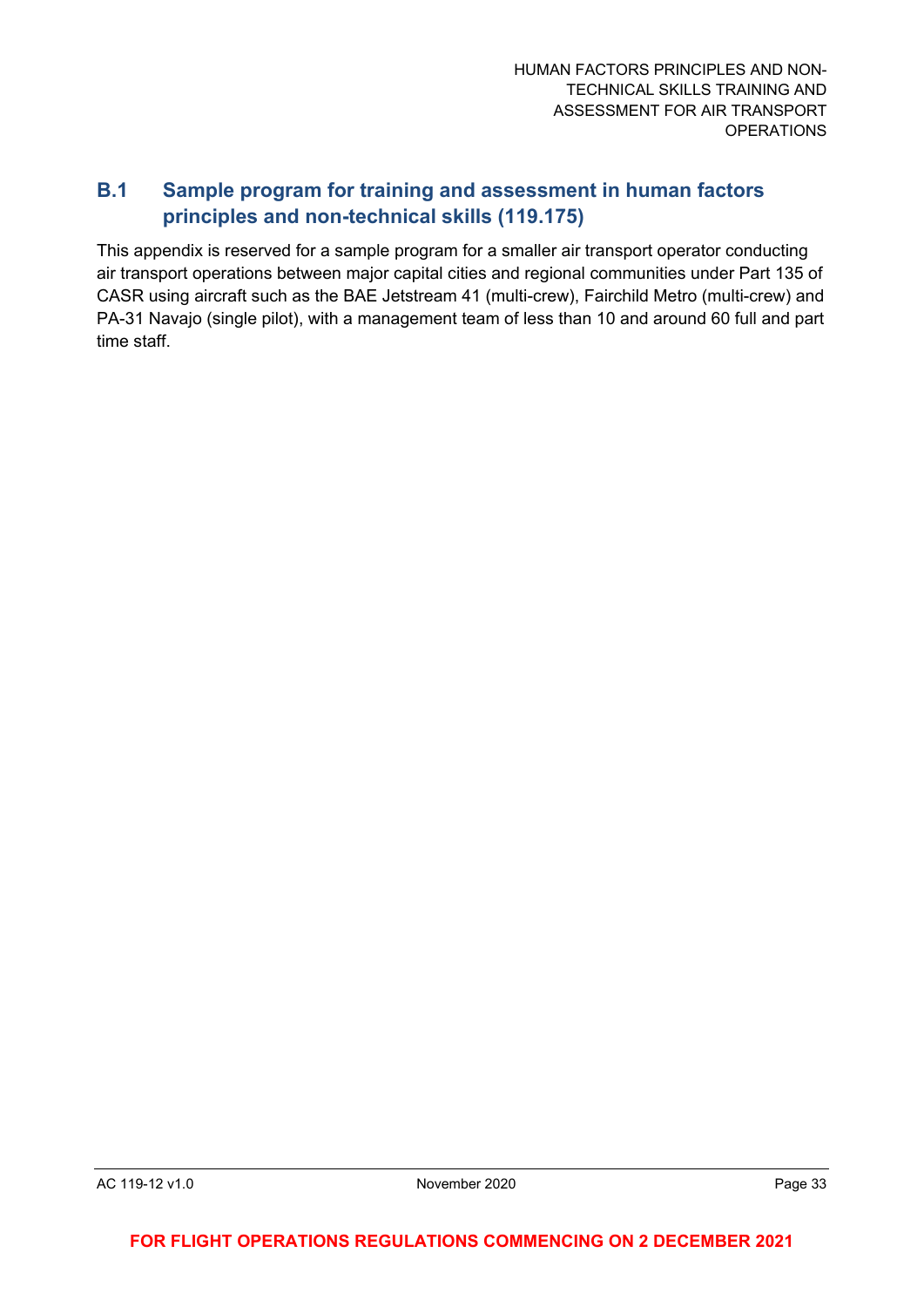## B.1 Sample program for training and assessment in human factors principles and non-technical skills (119.175)

This appendix is reserved for a sample program for a smaller air transport operator conducting air transport operations between major capital cities and regional communities under Part 135 of CASR using aircraft such as the BAE Jetstream 41 (multi-crew), Fairchild Metro (multi-crew) and PA-31 Navajo (single pilot), with a management team of less than 10 and around 60 full and part time staff.